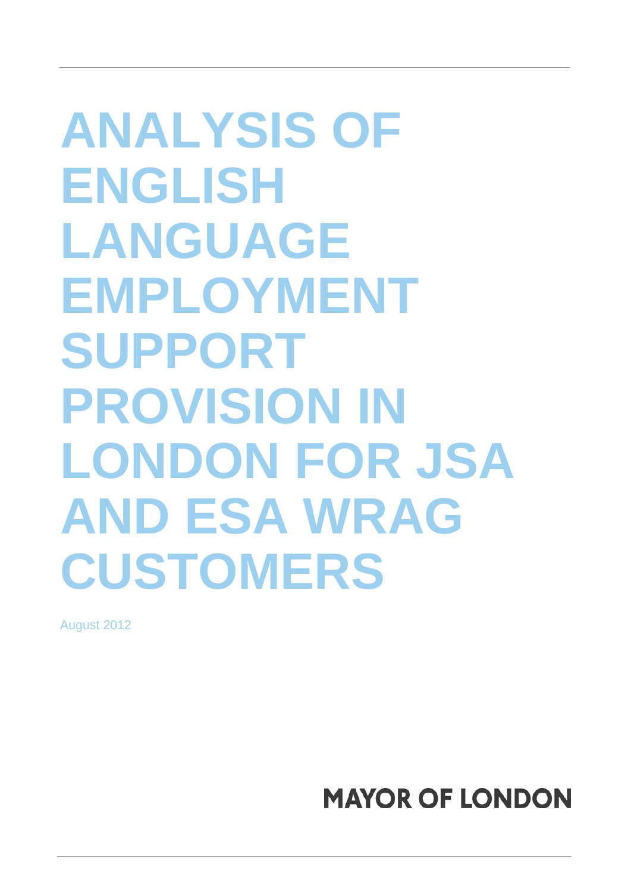# ANALYSIS OF ENGLISH LANGUAGE EMPLOYMENT SUPPORT PROVISION IN LONDON FOR JSA AND ESA WRAG CUSTOMERS

August 2012

MAYOR OF LONDON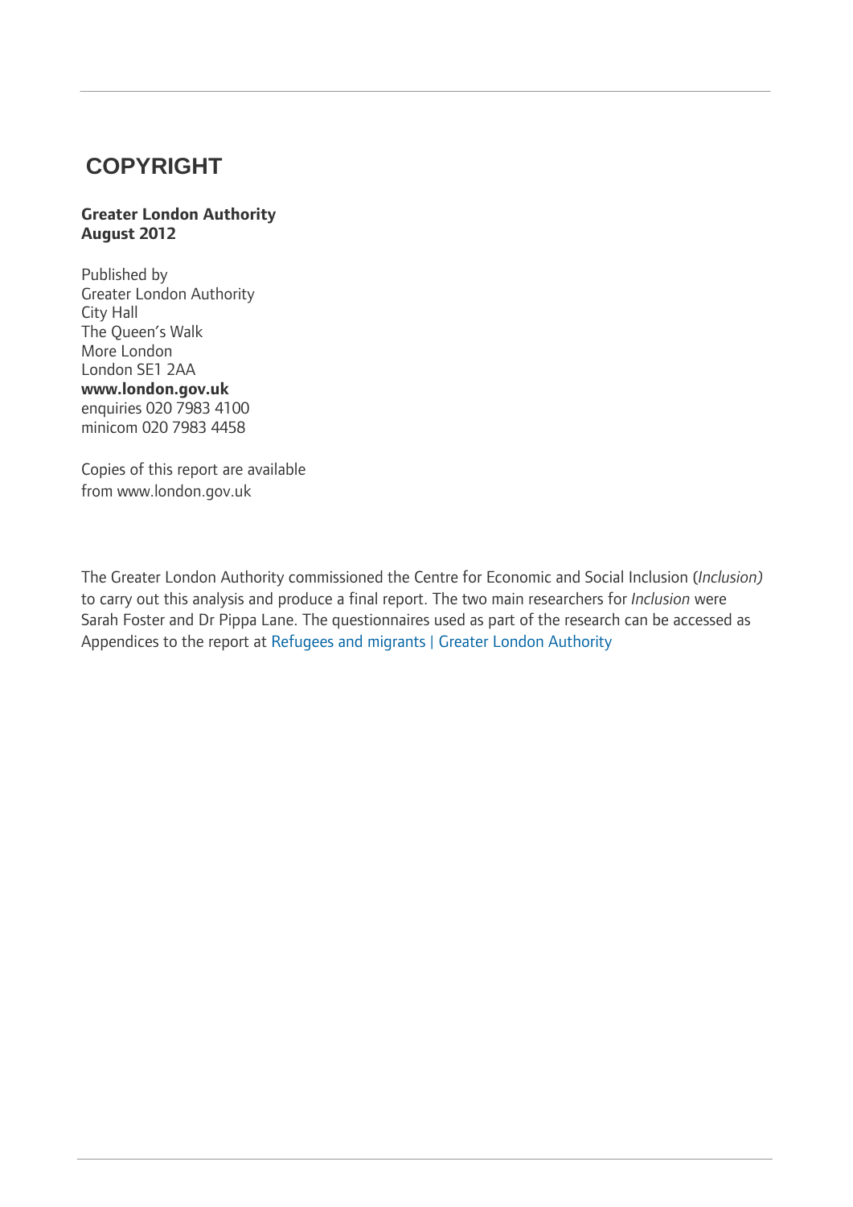## COPYRIGHT

**Greater London Authority**
**August 2012**

Published by
Greater London Authority
City Hall
The Queen's Walk
More London
London SE1 2AA
**www.london.gov.uk**
enquiries 020 7983 4100
minicom 020 7983 4458

Copies of this report are available
from www.london.gov.uk

The Greater London Authority commissioned the Centre for Economic and Social Inclusion (*Inclusion)* to carry out this analysis and produce a final report. The two main researchers for *Inclusion* were Sarah Foster and Dr Pippa Lane. The questionnaires used as part of the research can be accessed as Appendices to the report at Refugees and migrants | Greater London Authority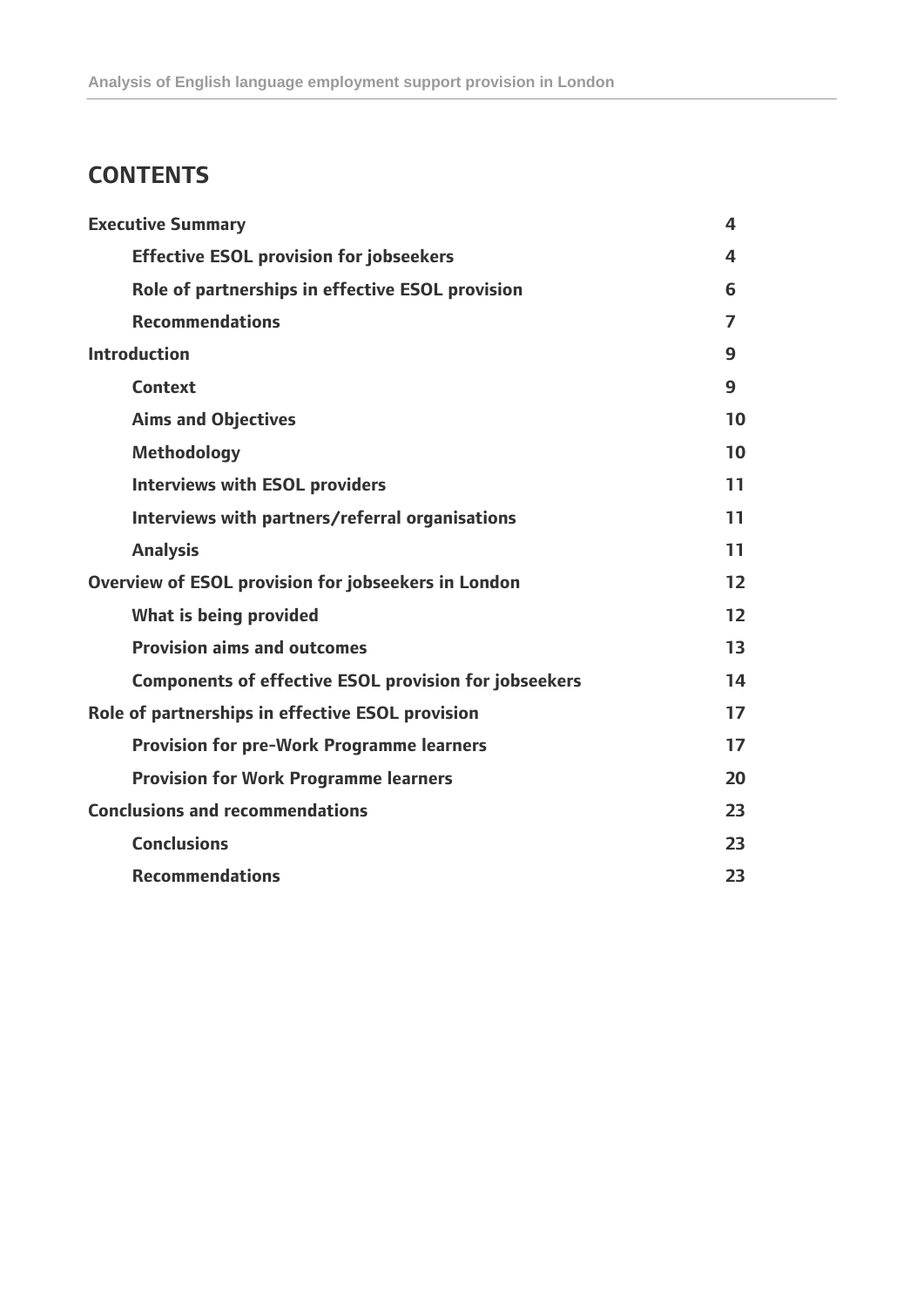## CONTENTS

| | |
|---|---|
| **Executive Summary** | 4 |
| &nbsp;&nbsp;&nbsp;&nbsp;**Effective ESOL provision for jobseekers** | 4 |
| &nbsp;&nbsp;&nbsp;&nbsp;**Role of partnerships in effective ESOL provision** | 6 |
| &nbsp;&nbsp;&nbsp;&nbsp;**Recommendations** | 7 |
| **Introduction** | 9 |
| &nbsp;&nbsp;&nbsp;&nbsp;**Context** | 9 |
| &nbsp;&nbsp;&nbsp;&nbsp;**Aims and Objectives** | 10 |
| &nbsp;&nbsp;&nbsp;&nbsp;**Methodology** | 10 |
| &nbsp;&nbsp;&nbsp;&nbsp;**Interviews with ESOL providers** | 11 |
| &nbsp;&nbsp;&nbsp;&nbsp;**Interviews with partners/referral organisations** | 11 |
| &nbsp;&nbsp;&nbsp;&nbsp;**Analysis** | 11 |
| **Overview of ESOL provision for jobseekers in London** | 12 |
| &nbsp;&nbsp;&nbsp;&nbsp;**What is being provided** | 12 |
| &nbsp;&nbsp;&nbsp;&nbsp;**Provision aims and outcomes** | 13 |
| &nbsp;&nbsp;&nbsp;&nbsp;**Components of effective ESOL provision for jobseekers** | 14 |
| **Role of partnerships in effective ESOL provision** | 17 |
| &nbsp;&nbsp;&nbsp;&nbsp;**Provision for pre-Work Programme learners** | 17 |
| &nbsp;&nbsp;&nbsp;&nbsp;**Provision for Work Programme learners** | 20 |
| **Conclusions and recommendations** | 23 |
| &nbsp;&nbsp;&nbsp;&nbsp;**Conclusions** | 23 |
| &nbsp;&nbsp;&nbsp;&nbsp;**Recommendations** | 23 |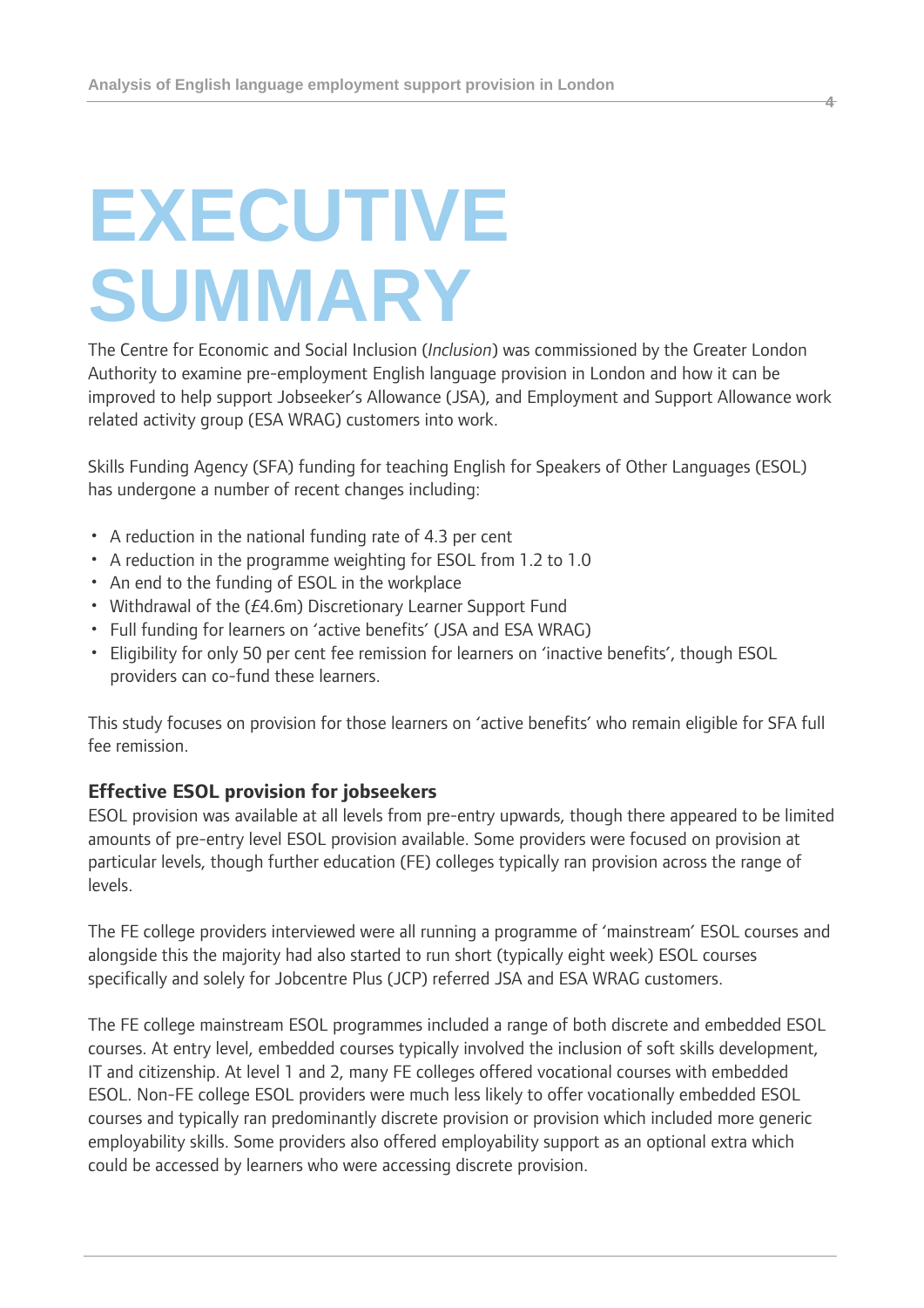# EXECUTIVE SUMMARY

The Centre for Economic and Social Inclusion (*Inclusion*) was commissioned by the Greater London Authority to examine pre-employment English language provision in London and how it can be improved to help support Jobseeker's Allowance (JSA), and Employment and Support Allowance work related activity group (ESA WRAG) customers into work.

Skills Funding Agency (SFA) funding for teaching English for Speakers of Other Languages (ESOL) has undergone a number of recent changes including:

- A reduction in the national funding rate of 4.3 per cent
- A reduction in the programme weighting for ESOL from 1.2 to 1.0
- An end to the funding of ESOL in the workplace
- Withdrawal of the (£4.6m) Discretionary Learner Support Fund
- Full funding for learners on 'active benefits' (JSA and ESA WRAG)
- Eligibility for only 50 per cent fee remission for learners on 'inactive benefits', though ESOL providers can co-fund these learners.

This study focuses on provision for those learners on 'active benefits' who remain eligible for SFA full fee remission.

### Effective ESOL provision for jobseekers

ESOL provision was available at all levels from pre-entry upwards, though there appeared to be limited amounts of pre-entry level ESOL provision available. Some providers were focused on provision at particular levels, though further education (FE) colleges typically ran provision across the range of levels.

The FE college providers interviewed were all running a programme of 'mainstream' ESOL courses and alongside this the majority had also started to run short (typically eight week) ESOL courses specifically and solely for Jobcentre Plus (JCP) referred JSA and ESA WRAG customers.

The FE college mainstream ESOL programmes included a range of both discrete and embedded ESOL courses. At entry level, embedded courses typically involved the inclusion of soft skills development, IT and citizenship. At level 1 and 2, many FE colleges offered vocational courses with embedded ESOL. Non-FE college ESOL providers were much less likely to offer vocationally embedded ESOL courses and typically ran predominantly discrete provision or provision which included more generic employability skills. Some providers also offered employability support as an optional extra which could be accessed by learners who were accessing discrete provision.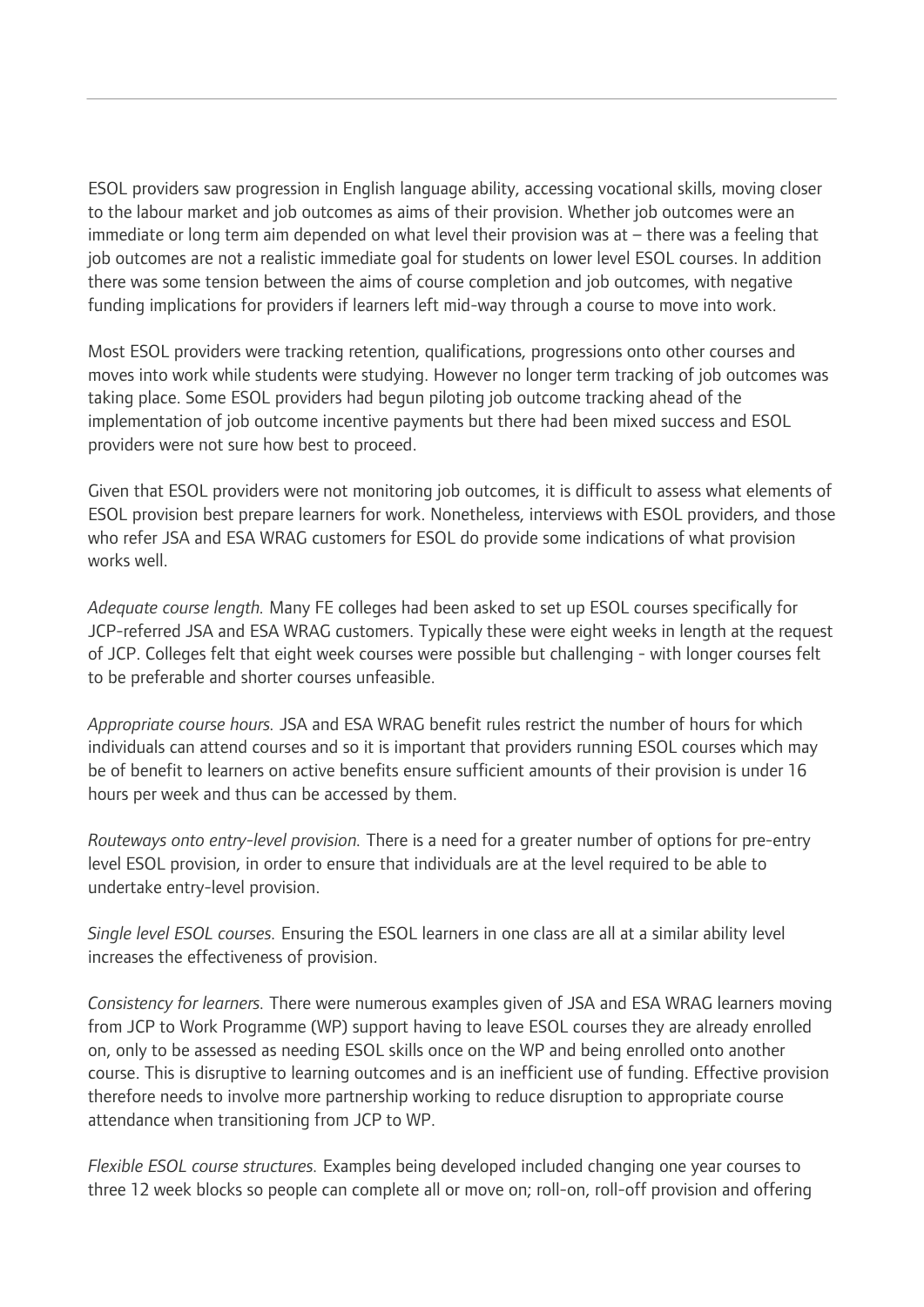ESOL providers saw progression in English language ability, accessing vocational skills, moving closer to the labour market and job outcomes as aims of their provision. Whether job outcomes were an immediate or long term aim depended on what level their provision was at – there was a feeling that job outcomes are not a realistic immediate goal for students on lower level ESOL courses. In addition there was some tension between the aims of course completion and job outcomes, with negative funding implications for providers if learners left mid-way through a course to move into work.

Most ESOL providers were tracking retention, qualifications, progressions onto other courses and moves into work while students were studying. However no longer term tracking of job outcomes was taking place. Some ESOL providers had begun piloting job outcome tracking ahead of the implementation of job outcome incentive payments but there had been mixed success and ESOL providers were not sure how best to proceed.

Given that ESOL providers were not monitoring job outcomes, it is difficult to assess what elements of ESOL provision best prepare learners for work. Nonetheless, interviews with ESOL providers, and those who refer JSA and ESA WRAG customers for ESOL do provide some indications of what provision works well.

*Adequate course length.* Many FE colleges had been asked to set up ESOL courses specifically for JCP-referred JSA and ESA WRAG customers. Typically these were eight weeks in length at the request of JCP. Colleges felt that eight week courses were possible but challenging - with longer courses felt to be preferable and shorter courses unfeasible.

*Appropriate course hours.* JSA and ESA WRAG benefit rules restrict the number of hours for which individuals can attend courses and so it is important that providers running ESOL courses which may be of benefit to learners on active benefits ensure sufficient amounts of their provision is under 16 hours per week and thus can be accessed by them.

*Routeways onto entry-level provision.* There is a need for a greater number of options for pre-entry level ESOL provision, in order to ensure that individuals are at the level required to be able to undertake entry-level provision.

*Single level ESOL courses.* Ensuring the ESOL learners in one class are all at a similar ability level increases the effectiveness of provision.

*Consistency for learners.* There were numerous examples given of JSA and ESA WRAG learners moving from JCP to Work Programme (WP) support having to leave ESOL courses they are already enrolled on, only to be assessed as needing ESOL skills once on the WP and being enrolled onto another course. This is disruptive to learning outcomes and is an inefficient use of funding. Effective provision therefore needs to involve more partnership working to reduce disruption to appropriate course attendance when transitioning from JCP to WP.

*Flexible ESOL course structures.* Examples being developed included changing one year courses to three 12 week blocks so people can complete all or move on; roll-on, roll-off provision and offering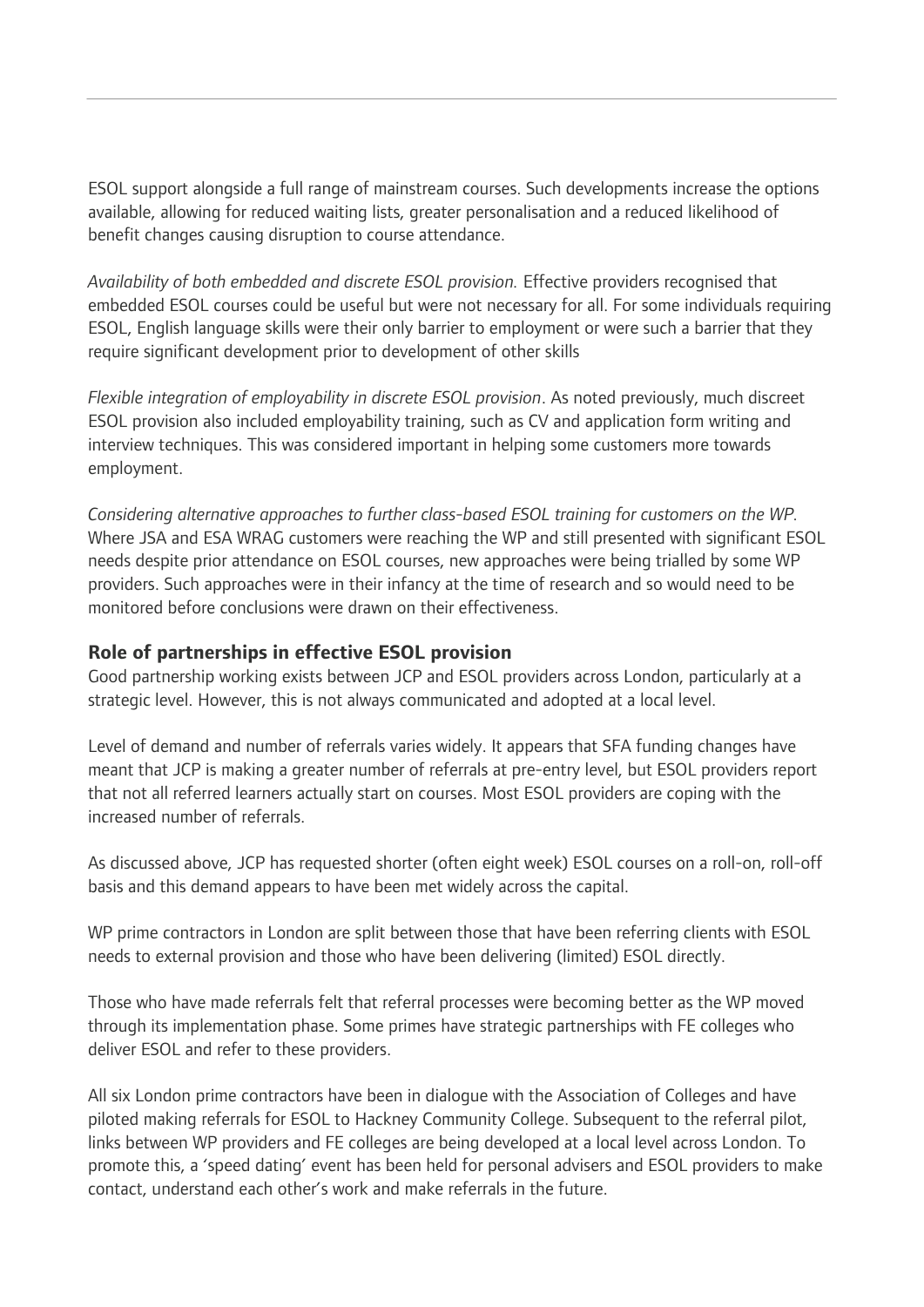ESOL support alongside a full range of mainstream courses. Such developments increase the options available, allowing for reduced waiting lists, greater personalisation and a reduced likelihood of benefit changes causing disruption to course attendance.

*Availability of both embedded and discrete ESOL provision.* Effective providers recognised that embedded ESOL courses could be useful but were not necessary for all. For some individuals requiring ESOL, English language skills were their only barrier to employment or were such a barrier that they require significant development prior to development of other skills

*Flexible integration of employability in discrete ESOL provision*. As noted previously, much discreet ESOL provision also included employability training, such as CV and application form writing and interview techniques. This was considered important in helping some customers more towards employment.

*Considering alternative approaches to further class-based ESOL training for customers on the WP*. Where JSA and ESA WRAG customers were reaching the WP and still presented with significant ESOL needs despite prior attendance on ESOL courses, new approaches were being trialled by some WP providers. Such approaches were in their infancy at the time of research and so would need to be monitored before conclusions were drawn on their effectiveness.

### Role of partnerships in effective ESOL provision

Good partnership working exists between JCP and ESOL providers across London, particularly at a strategic level. However, this is not always communicated and adopted at a local level.

Level of demand and number of referrals varies widely. It appears that SFA funding changes have meant that JCP is making a greater number of referrals at pre-entry level, but ESOL providers report that not all referred learners actually start on courses. Most ESOL providers are coping with the increased number of referrals.

As discussed above, JCP has requested shorter (often eight week) ESOL courses on a roll-on, roll-off basis and this demand appears to have been met widely across the capital.

WP prime contractors in London are split between those that have been referring clients with ESOL needs to external provision and those who have been delivering (limited) ESOL directly.

Those who have made referrals felt that referral processes were becoming better as the WP moved through its implementation phase. Some primes have strategic partnerships with FE colleges who deliver ESOL and refer to these providers.

All six London prime contractors have been in dialogue with the Association of Colleges and have piloted making referrals for ESOL to Hackney Community College. Subsequent to the referral pilot, links between WP providers and FE colleges are being developed at a local level across London. To promote this, a 'speed dating' event has been held for personal advisers and ESOL providers to make contact, understand each other's work and make referrals in the future.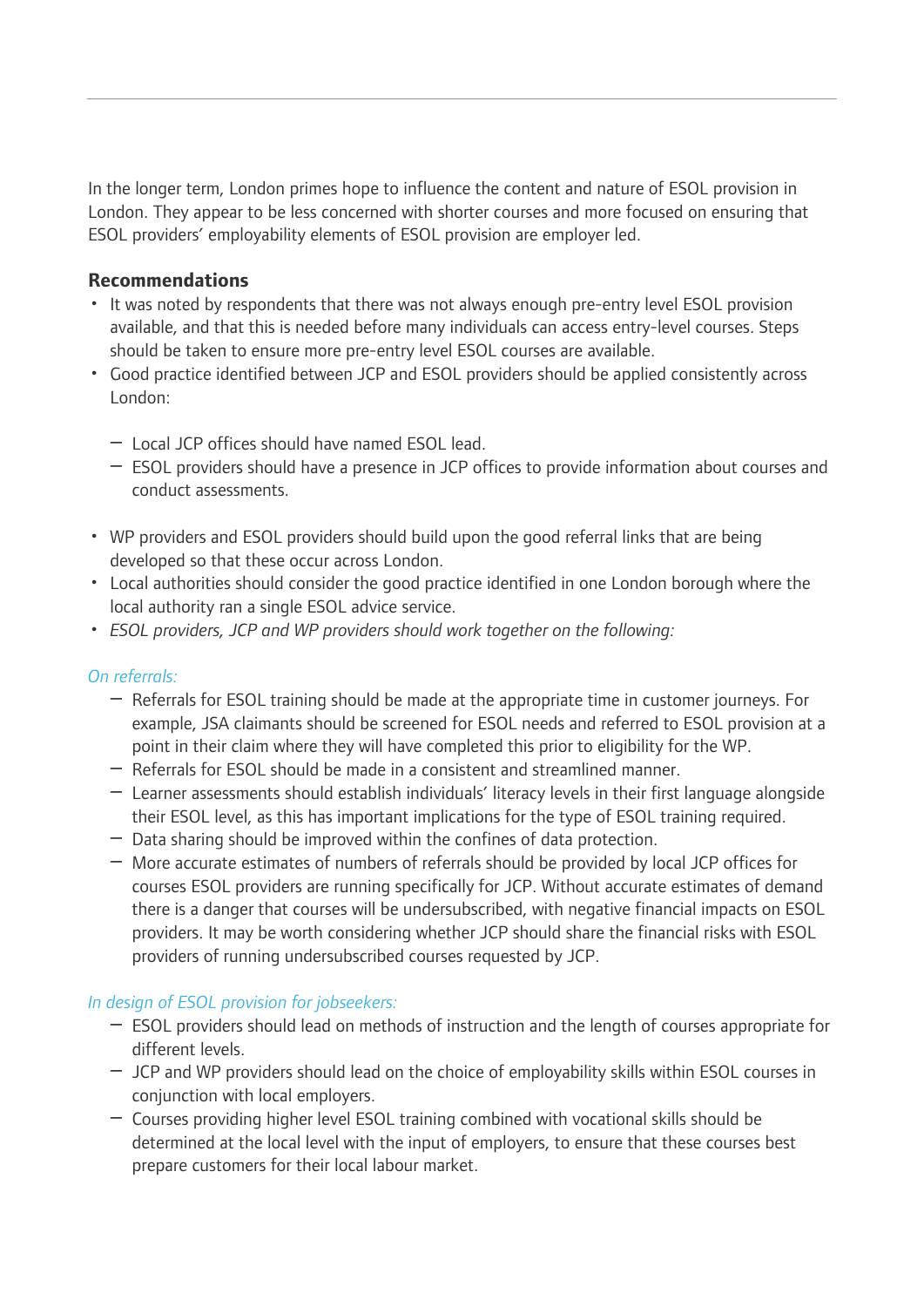In the longer term, London primes hope to influence the content and nature of ESOL provision in London. They appear to be less concerned with shorter courses and more focused on ensuring that ESOL providers' employability elements of ESOL provision are employer led.

### Recommendations

- It was noted by respondents that there was not always enough pre-entry level ESOL provision available, and that this is needed before many individuals can access entry-level courses. Steps should be taken to ensure more pre-entry level ESOL courses are available.
- Good practice identified between JCP and ESOL providers should be applied consistently across London:
  - Local JCP offices should have named ESOL lead.
  - ESOL providers should have a presence in JCP offices to provide information about courses and conduct assessments.
- WP providers and ESOL providers should build upon the good referral links that are being developed so that these occur across London.
- Local authorities should consider the good practice identified in one London borough where the local authority ran a single ESOL advice service.
- *ESOL providers, JCP and WP providers should work together on the following:*

*On referrals:*

- Referrals for ESOL training should be made at the appropriate time in customer journeys. For example, JSA claimants should be screened for ESOL needs and referred to ESOL provision at a point in their claim where they will have completed this prior to eligibility for the WP.
- Referrals for ESOL should be made in a consistent and streamlined manner.
- Learner assessments should establish individuals' literacy levels in their first language alongside their ESOL level, as this has important implications for the type of ESOL training required.
- Data sharing should be improved within the confines of data protection.
- More accurate estimates of numbers of referrals should be provided by local JCP offices for courses ESOL providers are running specifically for JCP. Without accurate estimates of demand there is a danger that courses will be undersubscribed, with negative financial impacts on ESOL providers. It may be worth considering whether JCP should share the financial risks with ESOL providers of running undersubscribed courses requested by JCP.

*In design of ESOL provision for jobseekers:*

- ESOL providers should lead on methods of instruction and the length of courses appropriate for different levels.
- JCP and WP providers should lead on the choice of employability skills within ESOL courses in conjunction with local employers.
- Courses providing higher level ESOL training combined with vocational skills should be determined at the local level with the input of employers, to ensure that these courses best prepare customers for their local labour market.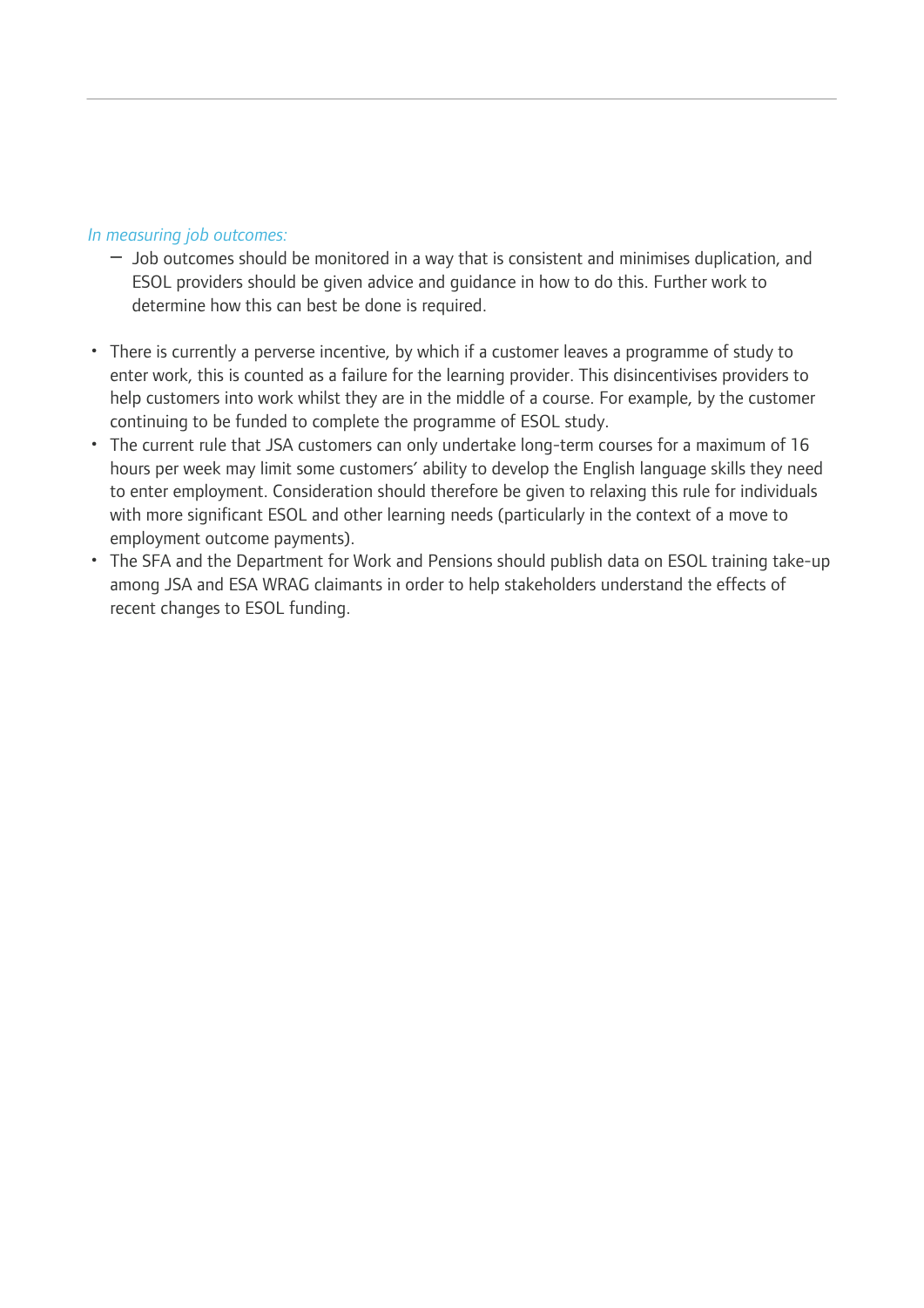*In measuring job outcomes:*

- Job outcomes should be monitored in a way that is consistent and minimises duplication, and ESOL providers should be given advice and guidance in how to do this. Further work to determine how this can best be done is required.

- There is currently a perverse incentive, by which if a customer leaves a programme of study to enter work, this is counted as a failure for the learning provider. This disincentivises providers to help customers into work whilst they are in the middle of a course. For example, by the customer continuing to be funded to complete the programme of ESOL study.
- The current rule that JSA customers can only undertake long-term courses for a maximum of 16 hours per week may limit some customers' ability to develop the English language skills they need to enter employment. Consideration should therefore be given to relaxing this rule for individuals with more significant ESOL and other learning needs (particularly in the context of a move to employment outcome payments).
- The SFA and the Department for Work and Pensions should publish data on ESOL training take-up among JSA and ESA WRAG claimants in order to help stakeholders understand the effects of recent changes to ESOL funding.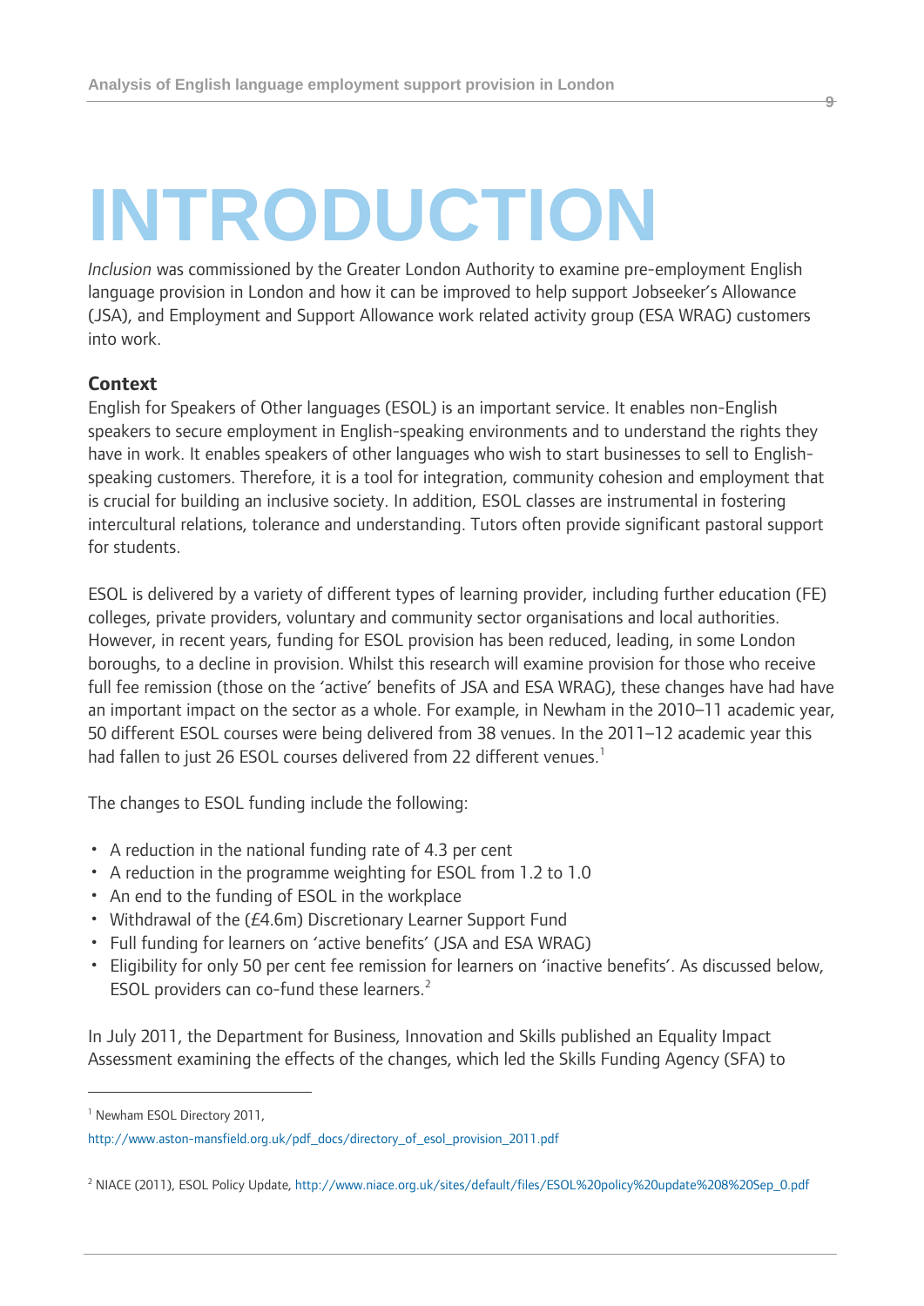# INTRODUCTION

*Inclusion* was commissioned by the Greater London Authority to examine pre-employment English language provision in London and how it can be improved to help support Jobseeker's Allowance (JSA), and Employment and Support Allowance work related activity group (ESA WRAG) customers into work.

## Context

English for Speakers of Other languages (ESOL) is an important service. It enables non-English speakers to secure employment in English-speaking environments and to understand the rights they have in work. It enables speakers of other languages who wish to start businesses to sell to English-speaking customers. Therefore, it is a tool for integration, community cohesion and employment that is crucial for building an inclusive society. In addition, ESOL classes are instrumental in fostering intercultural relations, tolerance and understanding. Tutors often provide significant pastoral support for students.

ESOL is delivered by a variety of different types of learning provider, including further education (FE) colleges, private providers, voluntary and community sector organisations and local authorities. However, in recent years, funding for ESOL provision has been reduced, leading, in some London boroughs, to a decline in provision. Whilst this research will examine provision for those who receive full fee remission (those on the 'active' benefits of JSA and ESA WRAG), these changes have had have an important impact on the sector as a whole. For example, in Newham in the 2010–11 academic year, 50 different ESOL courses were being delivered from 38 venues. In the 2011–12 academic year this had fallen to just 26 ESOL courses delivered from 22 different venues.[1]

The changes to ESOL funding include the following:

- A reduction in the national funding rate of 4.3 per cent
- A reduction in the programme weighting for ESOL from 1.2 to 1.0
- An end to the funding of ESOL in the workplace
- Withdrawal of the (£4.6m) Discretionary Learner Support Fund
- Full funding for learners on 'active benefits' (JSA and ESA WRAG)
- Eligibility for only 50 per cent fee remission for learners on 'inactive benefits'. As discussed below, ESOL providers can co-fund these learners.[2]

In July 2011, the Department for Business, Innovation and Skills published an Equality Impact Assessment examining the effects of the changes, which led the Skills Funding Agency (SFA) to

---

[1] Newham ESOL Directory 2011, http://www.aston-mansfield.org.uk/pdf_docs/directory_of_esol_provision_2011.pdf

[2] NIACE (2011), ESOL Policy Update, http://www.niace.org.uk/sites/default/files/ESOL%20policy%20update%208%20Sep_0.pdf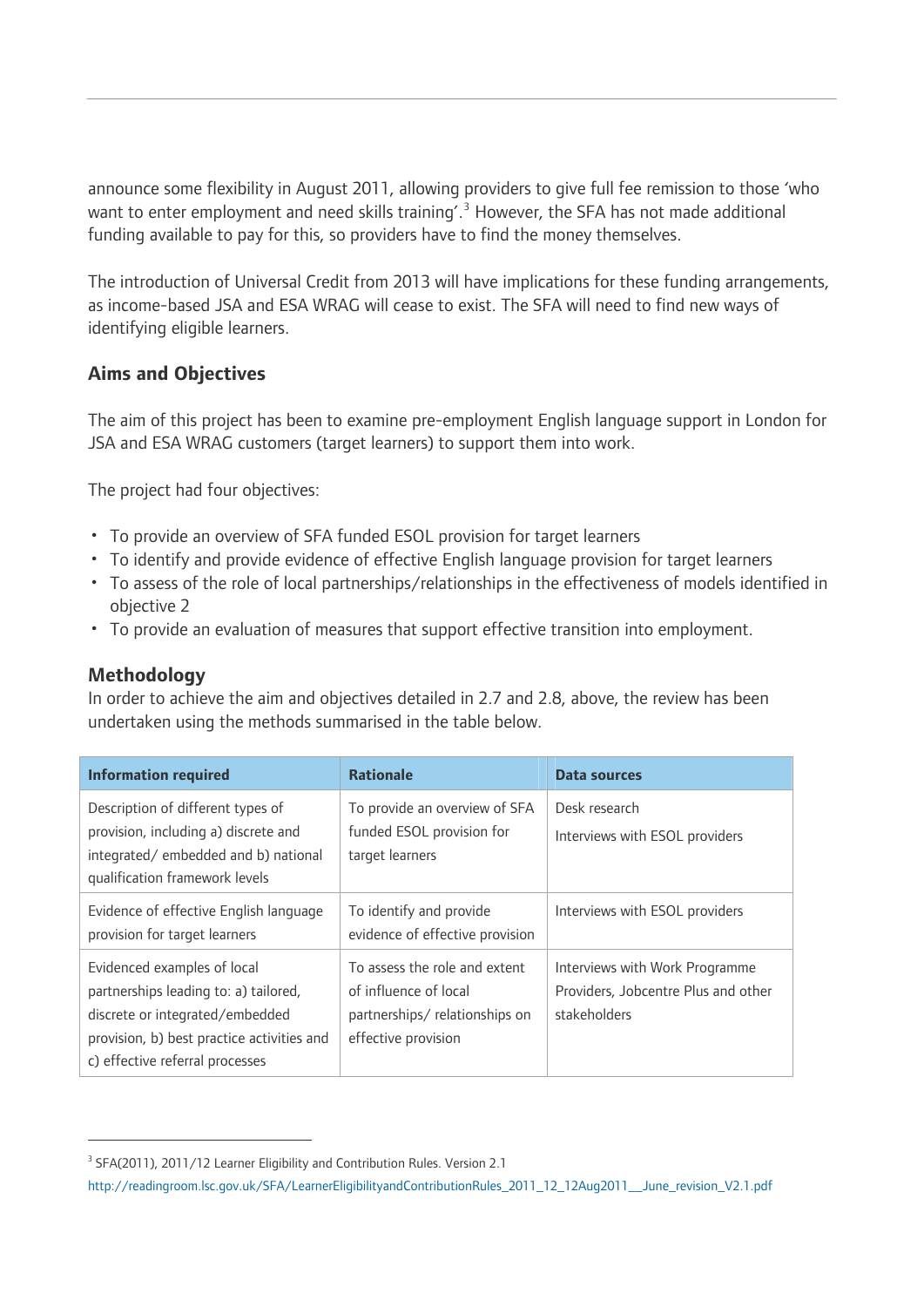announce some flexibility in August 2011, allowing providers to give full fee remission to those 'who want to enter employment and need skills training'.[3] However, the SFA has not made additional funding available to pay for this, so providers have to find the money themselves.

The introduction of Universal Credit from 2013 will have implications for these funding arrangements, as income-based JSA and ESA WRAG will cease to exist. The SFA will need to find new ways of identifying eligible learners.

### Aims and Objectives

The aim of this project has been to examine pre-employment English language support in London for JSA and ESA WRAG customers (target learners) to support them into work.

The project had four objectives:

- To provide an overview of SFA funded ESOL provision for target learners
- To identify and provide evidence of effective English language provision for target learners
- To assess of the role of local partnerships/relationships in the effectiveness of models identified in objective 2
- To provide an evaluation of measures that support effective transition into employment.

### Methodology

In order to achieve the aim and objectives detailed in 2.7 and 2.8, above, the review has been undertaken using the methods summarised in the table below.

| Information required | Rationale | Data sources |
|---|---|---|
| Description of different types of provision, including a) discrete and integrated/ embedded and b) national qualification framework levels | To provide an overview of SFA funded ESOL provision for target learners | Desk research<br>Interviews with ESOL providers |
| Evidence of effective English language provision for target learners | To identify and provide evidence of effective provision | Interviews with ESOL providers |
| Evidenced examples of local partnerships leading to: a) tailored, discrete or integrated/embedded provision, b) best practice activities and c) effective referral processes | To assess the role and extent of influence of local partnerships/ relationships on effective provision | Interviews with Work Programme Providers, Jobcentre Plus and other stakeholders |

[3] SFA(2011), 2011/12 Learner Eligibility and Contribution Rules. Version 2.1 http://readingroom.lsc.gov.uk/SFA/LearnerEligibilityandContributionRules_2011_12_12Aug2011__June_revision_V2.1.pdf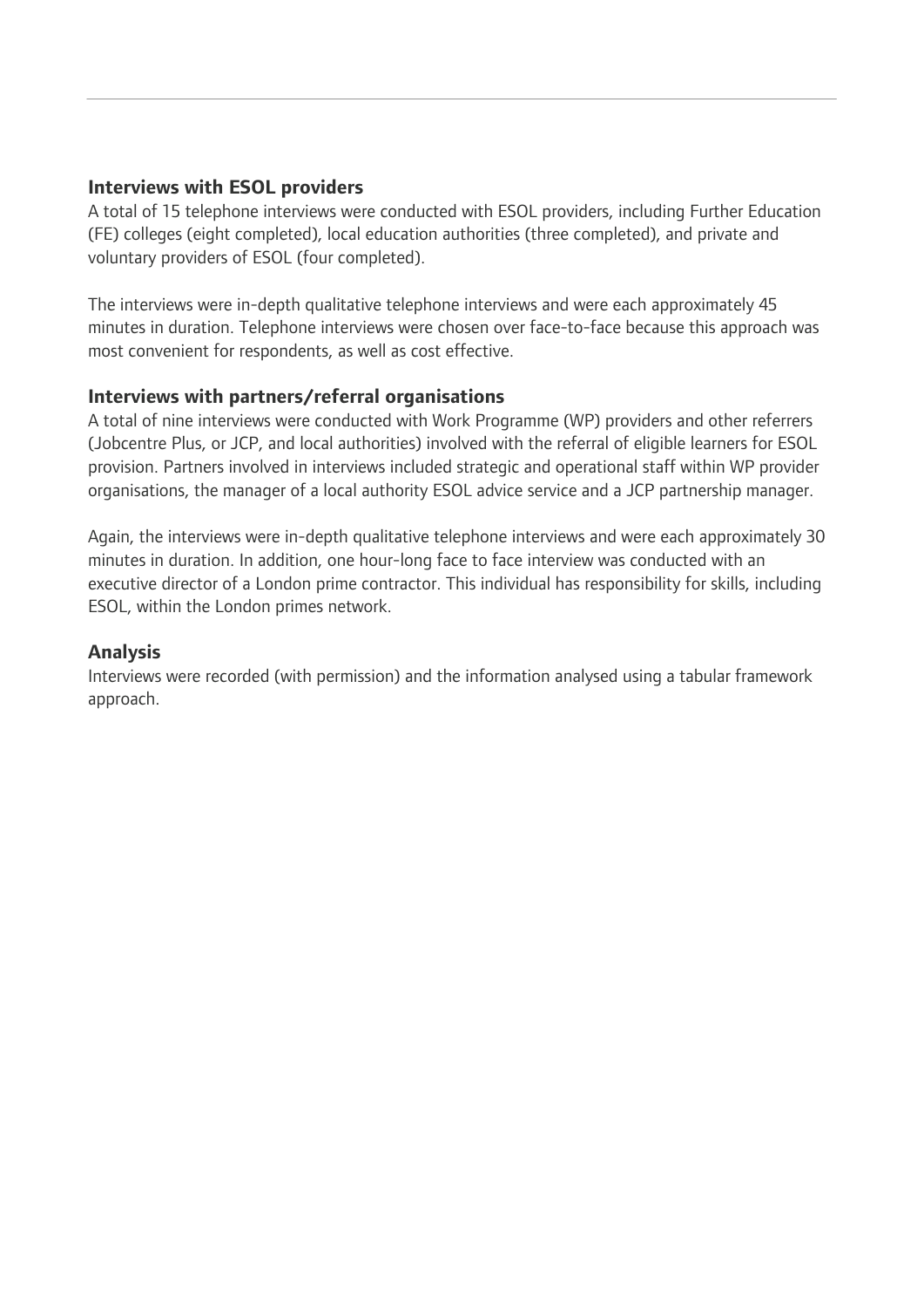### Interviews with ESOL providers

A total of 15 telephone interviews were conducted with ESOL providers, including Further Education (FE) colleges (eight completed), local education authorities (three completed), and private and voluntary providers of ESOL (four completed).

The interviews were in-depth qualitative telephone interviews and were each approximately 45 minutes in duration. Telephone interviews were chosen over face-to-face because this approach was most convenient for respondents, as well as cost effective.

### Interviews with partners/referral organisations

A total of nine interviews were conducted with Work Programme (WP) providers and other referrers (Jobcentre Plus, or JCP, and local authorities) involved with the referral of eligible learners for ESOL provision. Partners involved in interviews included strategic and operational staff within WP provider organisations, the manager of a local authority ESOL advice service and a JCP partnership manager.

Again, the interviews were in-depth qualitative telephone interviews and were each approximately 30 minutes in duration. In addition, one hour-long face to face interview was conducted with an executive director of a London prime contractor. This individual has responsibility for skills, including ESOL, within the London primes network.

### Analysis

Interviews were recorded (with permission) and the information analysed using a tabular framework approach.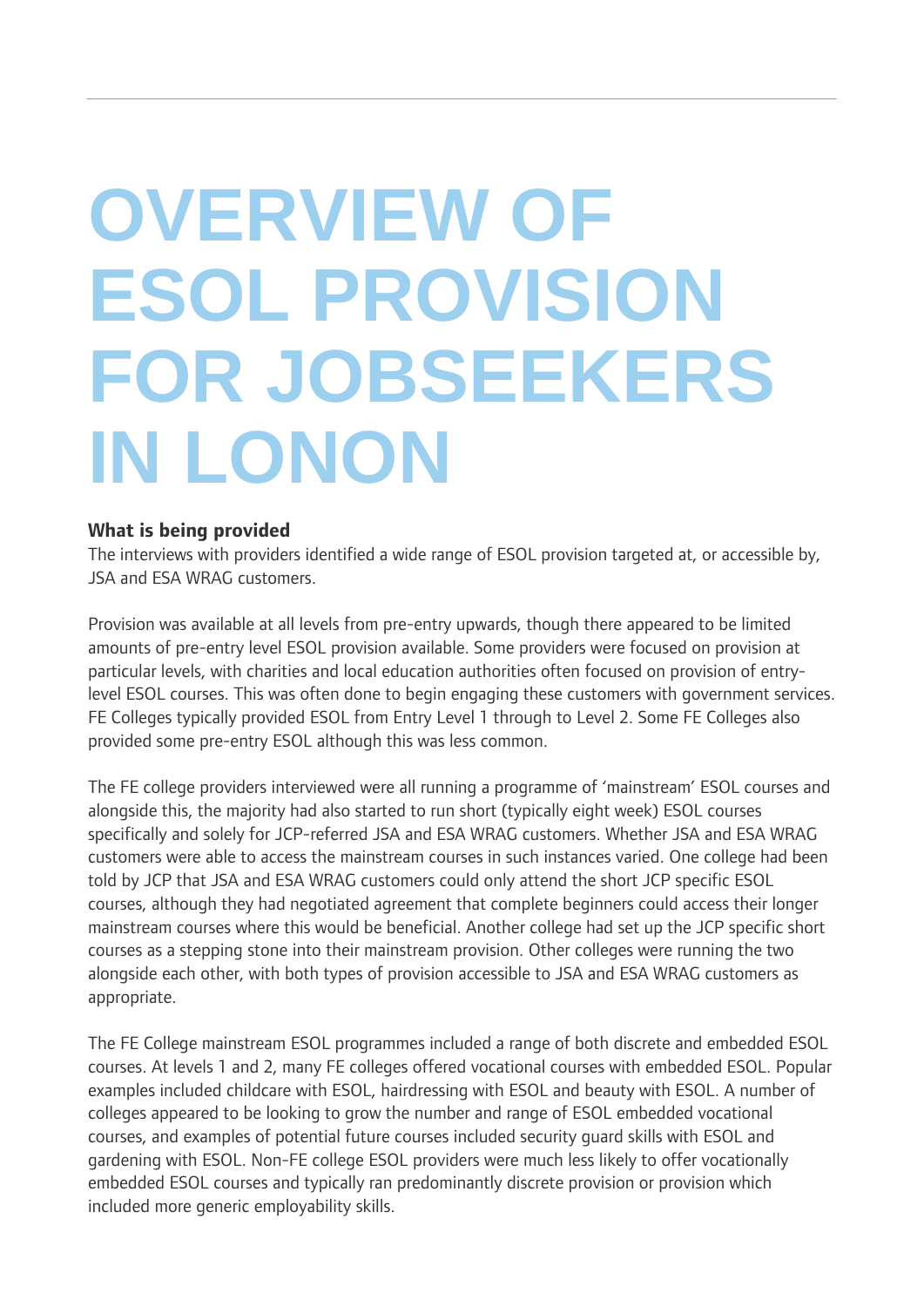# OVERVIEW OF ESOL PROVISION FOR JOBSEEKERS IN LONON

**What is being provided**

The interviews with providers identified a wide range of ESOL provision targeted at, or accessible by, JSA and ESA WRAG customers.

Provision was available at all levels from pre-entry upwards, though there appeared to be limited amounts of pre-entry level ESOL provision available. Some providers were focused on provision at particular levels, with charities and local education authorities often focused on provision of entry-level ESOL courses. This was often done to begin engaging these customers with government services. FE Colleges typically provided ESOL from Entry Level 1 through to Level 2. Some FE Colleges also provided some pre-entry ESOL although this was less common.

The FE college providers interviewed were all running a programme of 'mainstream' ESOL courses and alongside this, the majority had also started to run short (typically eight week) ESOL courses specifically and solely for JCP-referred JSA and ESA WRAG customers. Whether JSA and ESA WRAG customers were able to access the mainstream courses in such instances varied. One college had been told by JCP that JSA and ESA WRAG customers could only attend the short JCP specific ESOL courses, although they had negotiated agreement that complete beginners could access their longer mainstream courses where this would be beneficial. Another college had set up the JCP specific short courses as a stepping stone into their mainstream provision. Other colleges were running the two alongside each other, with both types of provision accessible to JSA and ESA WRAG customers as appropriate.

The FE College mainstream ESOL programmes included a range of both discrete and embedded ESOL courses. At levels 1 and 2, many FE colleges offered vocational courses with embedded ESOL. Popular examples included childcare with ESOL, hairdressing with ESOL and beauty with ESOL. A number of colleges appeared to be looking to grow the number and range of ESOL embedded vocational courses, and examples of potential future courses included security guard skills with ESOL and gardening with ESOL. Non-FE college ESOL providers were much less likely to offer vocationally embedded ESOL courses and typically ran predominantly discrete provision or provision which included more generic employability skills.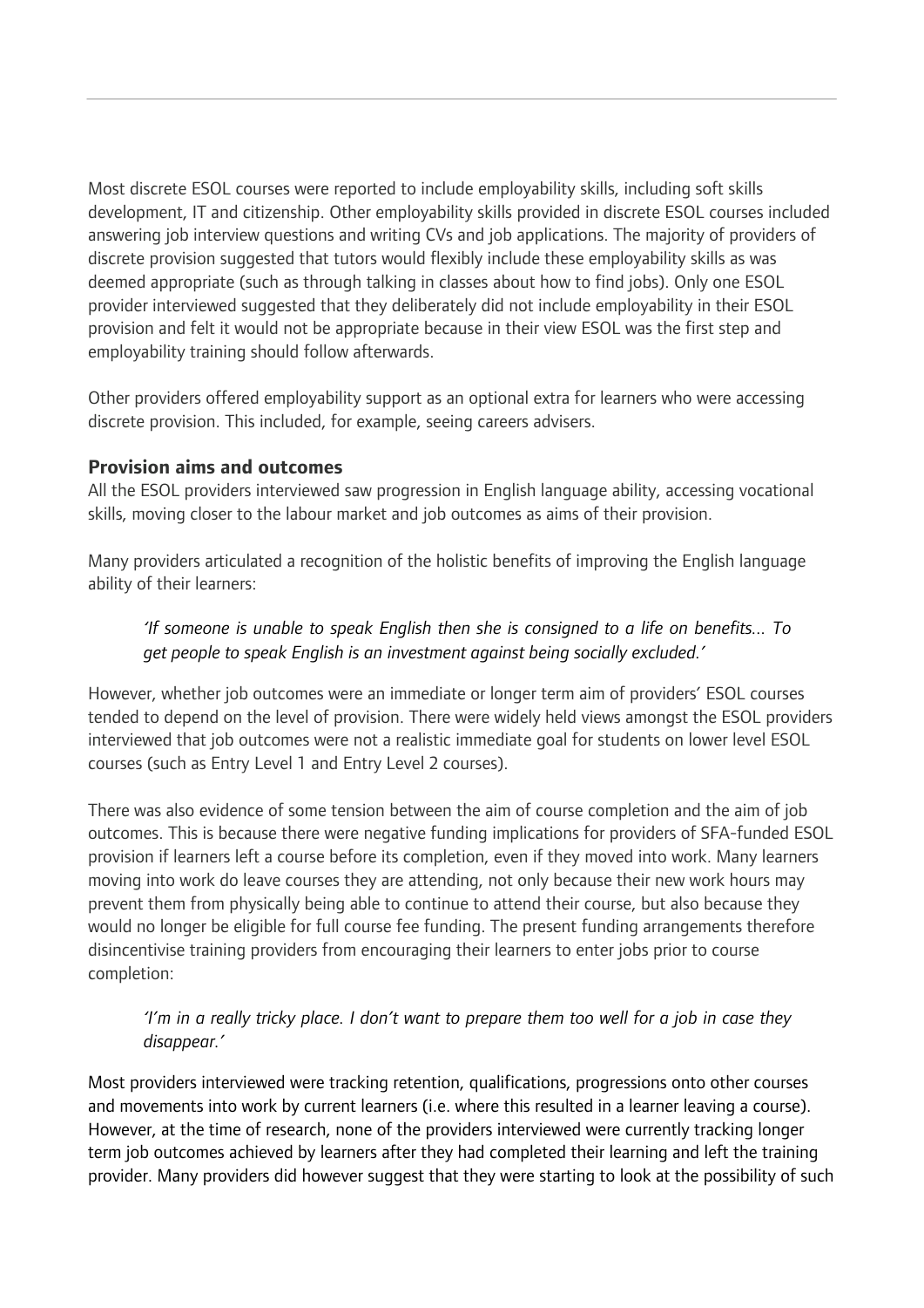Most discrete ESOL courses were reported to include employability skills, including soft skills development, IT and citizenship. Other employability skills provided in discrete ESOL courses included answering job interview questions and writing CVs and job applications. The majority of providers of discrete provision suggested that tutors would flexibly include these employability skills as was deemed appropriate (such as through talking in classes about how to find jobs). Only one ESOL provider interviewed suggested that they deliberately did not include employability in their ESOL provision and felt it would not be appropriate because in their view ESOL was the first step and employability training should follow afterwards.

Other providers offered employability support as an optional extra for learners who were accessing discrete provision. This included, for example, seeing careers advisers.

### Provision aims and outcomes

All the ESOL providers interviewed saw progression in English language ability, accessing vocational skills, moving closer to the labour market and job outcomes as aims of their provision.

Many providers articulated a recognition of the holistic benefits of improving the English language ability of their learners:

> *'If someone is unable to speak English then she is consigned to a life on benefits... To get people to speak English is an investment against being socially excluded.'*

However, whether job outcomes were an immediate or longer term aim of providers' ESOL courses tended to depend on the level of provision. There were widely held views amongst the ESOL providers interviewed that job outcomes were not a realistic immediate goal for students on lower level ESOL courses (such as Entry Level 1 and Entry Level 2 courses).

There was also evidence of some tension between the aim of course completion and the aim of job outcomes. This is because there were negative funding implications for providers of SFA-funded ESOL provision if learners left a course before its completion, even if they moved into work. Many learners moving into work do leave courses they are attending, not only because their new work hours may prevent them from physically being able to continue to attend their course, but also because they would no longer be eligible for full course fee funding. The present funding arrangements therefore disincentivise training providers from encouraging their learners to enter jobs prior to course completion:

> *'I'm in a really tricky place. I don't want to prepare them too well for a job in case they disappear.'*

Most providers interviewed were tracking retention, qualifications, progressions onto other courses and movements into work by current learners (i.e. where this resulted in a learner leaving a course). However, at the time of research, none of the providers interviewed were currently tracking longer term job outcomes achieved by learners after they had completed their learning and left the training provider. Many providers did however suggest that they were starting to look at the possibility of such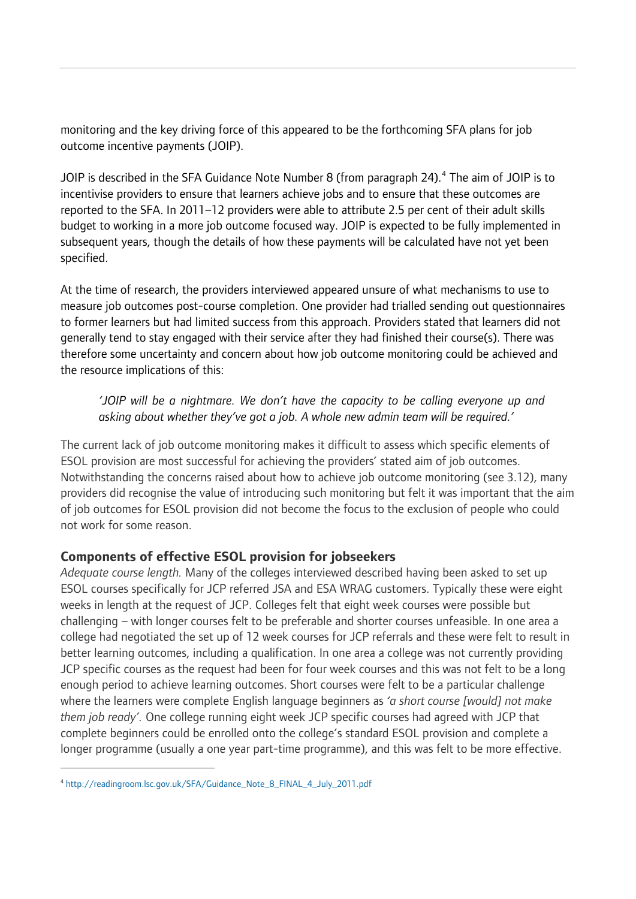monitoring and the key driving force of this appeared to be the forthcoming SFA plans for job outcome incentive payments (JOIP).

JOIP is described in the SFA Guidance Note Number 8 (from paragraph 24).[4] The aim of JOIP is to incentivise providers to ensure that learners achieve jobs and to ensure that these outcomes are reported to the SFA. In 2011–12 providers were able to attribute 2.5 per cent of their adult skills budget to working in a more job outcome focused way. JOIP is expected to be fully implemented in subsequent years, though the details of how these payments will be calculated have not yet been specified.

At the time of research, the providers interviewed appeared unsure of what mechanisms to use to measure job outcomes post-course completion. One provider had trialled sending out questionnaires to former learners but had limited success from this approach. Providers stated that learners did not generally tend to stay engaged with their service after they had finished their course(s). There was therefore some uncertainty and concern about how job outcome monitoring could be achieved and the resource implications of this:

> *'JOIP will be a nightmare. We don't have the capacity to be calling everyone up and asking about whether they've got a job. A whole new admin team will be required.'*

The current lack of job outcome monitoring makes it difficult to assess which specific elements of ESOL provision are most successful for achieving the providers' stated aim of job outcomes. Notwithstanding the concerns raised about how to achieve job outcome monitoring (see 3.12), many providers did recognise the value of introducing such monitoring but felt it was important that the aim of job outcomes for ESOL provision did not become the focus to the exclusion of people who could not work for some reason.

### Components of effective ESOL provision for jobseekers

*Adequate course length.* Many of the colleges interviewed described having been asked to set up ESOL courses specifically for JCP referred JSA and ESA WRAG customers. Typically these were eight weeks in length at the request of JCP. Colleges felt that eight week courses were possible but challenging – with longer courses felt to be preferable and shorter courses unfeasible. In one area a college had negotiated the set up of 12 week courses for JCP referrals and these were felt to result in better learning outcomes, including a qualification. In one area a college was not currently providing JCP specific courses as the request had been for four week courses and this was not felt to be a long enough period to achieve learning outcomes. Short courses were felt to be a particular challenge where the learners were complete English language beginners as *'a short course [would] not make them job ready'.* One college running eight week JCP specific courses had agreed with JCP that complete beginners could be enrolled onto the college's standard ESOL provision and complete a longer programme (usually a one year part-time programme), and this was felt to be more effective.

---

[4] http://readingroom.lsc.gov.uk/SFA/Guidance_Note_8_FINAL_4_July_2011.pdf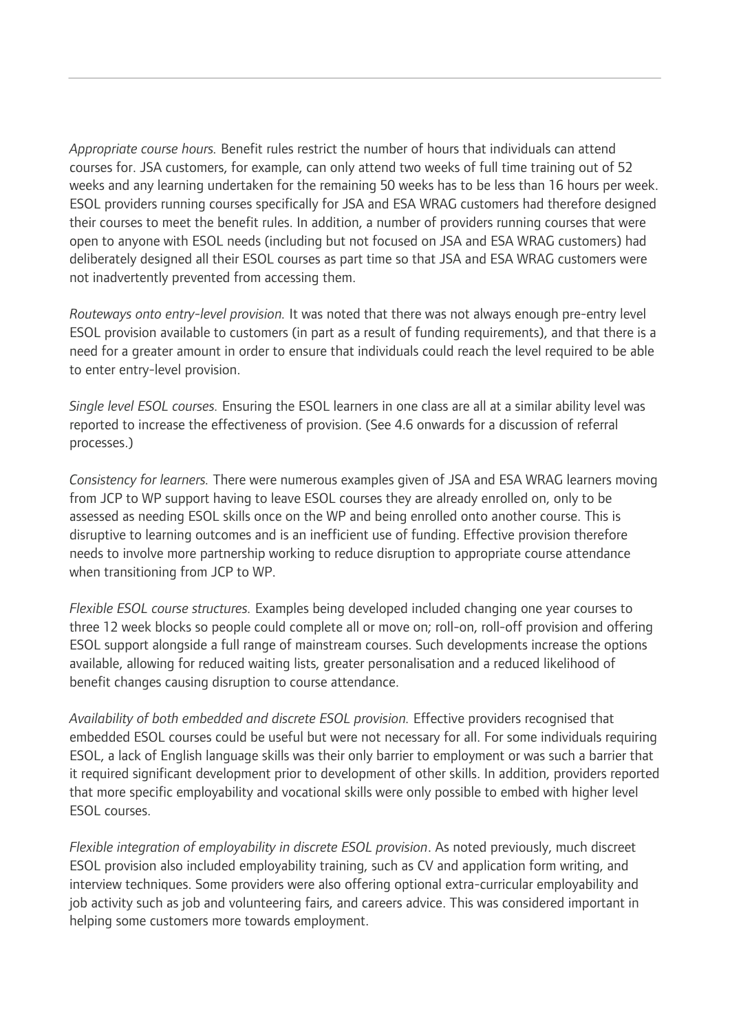*Appropriate course hours.* Benefit rules restrict the number of hours that individuals can attend courses for. JSA customers, for example, can only attend two weeks of full time training out of 52 weeks and any learning undertaken for the remaining 50 weeks has to be less than 16 hours per week. ESOL providers running courses specifically for JSA and ESA WRAG customers had therefore designed their courses to meet the benefit rules. In addition, a number of providers running courses that were open to anyone with ESOL needs (including but not focused on JSA and ESA WRAG customers) had deliberately designed all their ESOL courses as part time so that JSA and ESA WRAG customers were not inadvertently prevented from accessing them.

*Routeways onto entry-level provision.* It was noted that there was not always enough pre-entry level ESOL provision available to customers (in part as a result of funding requirements), and that there is a need for a greater amount in order to ensure that individuals could reach the level required to be able to enter entry-level provision.

*Single level ESOL courses.* Ensuring the ESOL learners in one class are all at a similar ability level was reported to increase the effectiveness of provision. (See 4.6 onwards for a discussion of referral processes.)

*Consistency for learners.* There were numerous examples given of JSA and ESA WRAG learners moving from JCP to WP support having to leave ESOL courses they are already enrolled on, only to be assessed as needing ESOL skills once on the WP and being enrolled onto another course. This is disruptive to learning outcomes and is an inefficient use of funding. Effective provision therefore needs to involve more partnership working to reduce disruption to appropriate course attendance when transitioning from JCP to WP.

*Flexible ESOL course structures.* Examples being developed included changing one year courses to three 12 week blocks so people could complete all or move on; roll-on, roll-off provision and offering ESOL support alongside a full range of mainstream courses. Such developments increase the options available, allowing for reduced waiting lists, greater personalisation and a reduced likelihood of benefit changes causing disruption to course attendance.

*Availability of both embedded and discrete ESOL provision.* Effective providers recognised that embedded ESOL courses could be useful but were not necessary for all. For some individuals requiring ESOL, a lack of English language skills was their only barrier to employment or was such a barrier that it required significant development prior to development of other skills. In addition, providers reported that more specific employability and vocational skills were only possible to embed with higher level ESOL courses.

*Flexible integration of employability in discrete ESOL provision*. As noted previously, much discreet ESOL provision also included employability training, such as CV and application form writing, and interview techniques. Some providers were also offering optional extra-curricular employability and job activity such as job and volunteering fairs, and careers advice. This was considered important in helping some customers more towards employment.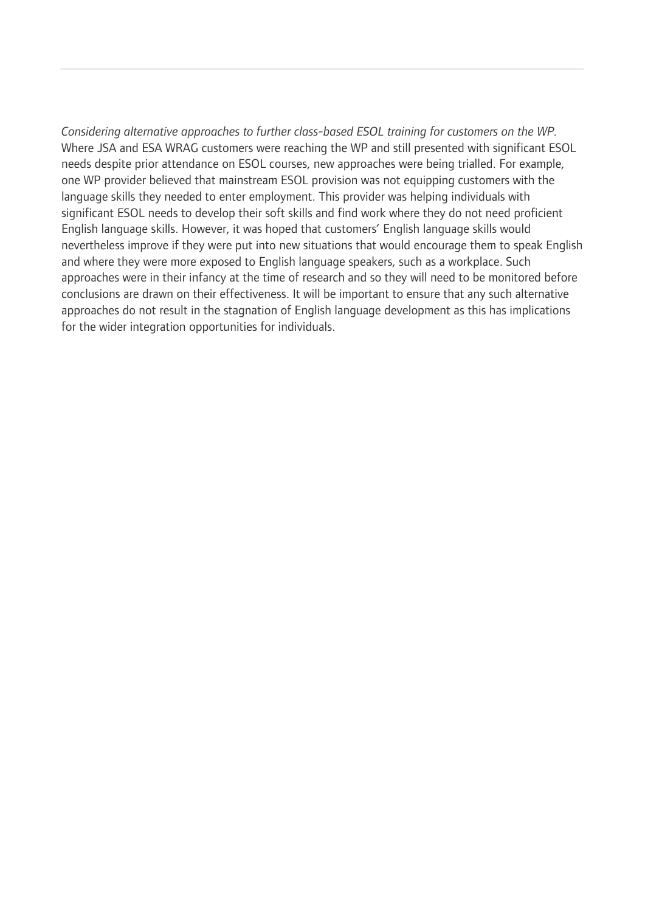*Considering alternative approaches to further class-based ESOL training for customers on the WP.* Where JSA and ESA WRAG customers were reaching the WP and still presented with significant ESOL needs despite prior attendance on ESOL courses, new approaches were being trialled. For example, one WP provider believed that mainstream ESOL provision was not equipping customers with the language skills they needed to enter employment. This provider was helping individuals with significant ESOL needs to develop their soft skills and find work where they do not need proficient English language skills. However, it was hoped that customers' English language skills would nevertheless improve if they were put into new situations that would encourage them to speak English and where they were more exposed to English language speakers, such as a workplace. Such approaches were in their infancy at the time of research and so they will need to be monitored before conclusions are drawn on their effectiveness. It will be important to ensure that any such alternative approaches do not result in the stagnation of English language development as this has implications for the wider integration opportunities for individuals.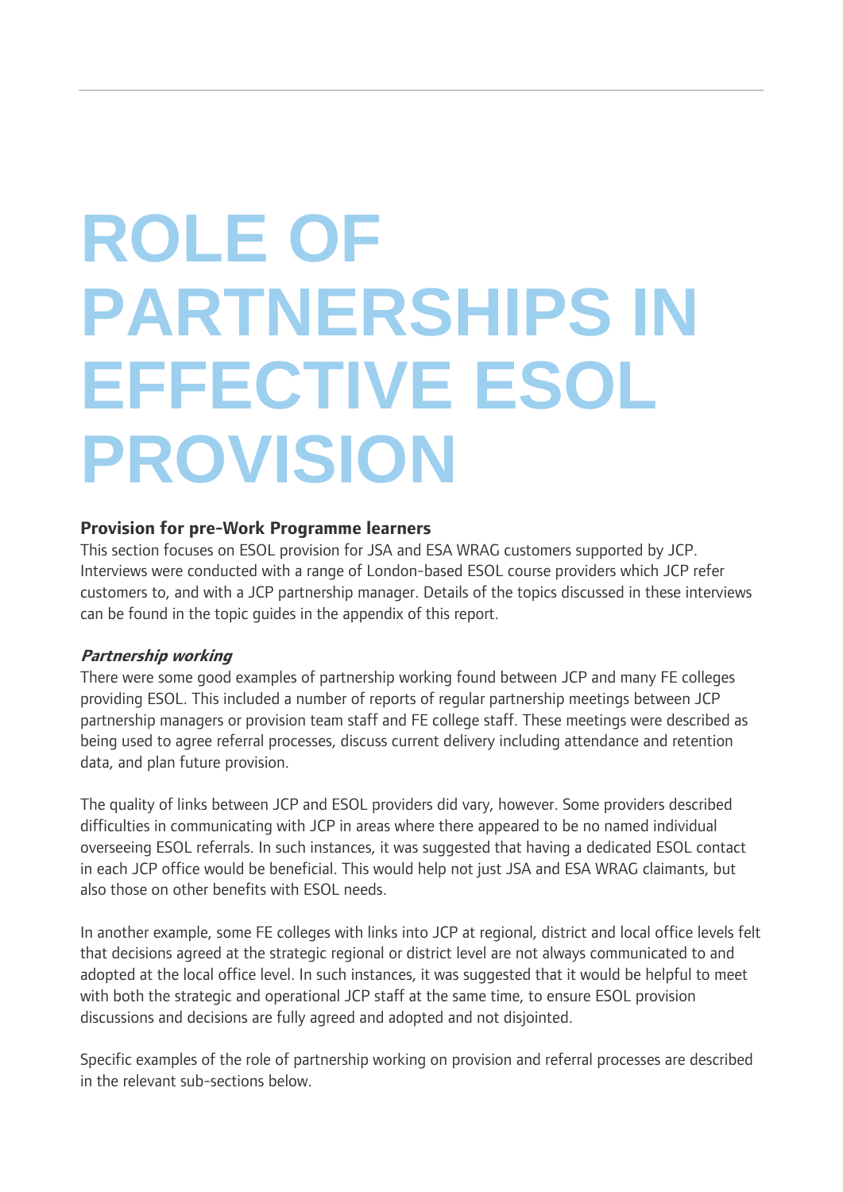# ROLE OF PARTNERSHIPS IN EFFECTIVE ESOL PROVISION

**Provision for pre-Work Programme learners**

This section focuses on ESOL provision for JSA and ESA WRAG customers supported by JCP. Interviews were conducted with a range of London-based ESOL course providers which JCP refer customers to, and with a JCP partnership manager. Details of the topics discussed in these interviews can be found in the topic guides in the appendix of this report.

***Partnership working***

There were some good examples of partnership working found between JCP and many FE colleges providing ESOL. This included a number of reports of regular partnership meetings between JCP partnership managers or provision team staff and FE college staff. These meetings were described as being used to agree referral processes, discuss current delivery including attendance and retention data, and plan future provision.

The quality of links between JCP and ESOL providers did vary, however. Some providers described difficulties in communicating with JCP in areas where there appeared to be no named individual overseeing ESOL referrals. In such instances, it was suggested that having a dedicated ESOL contact in each JCP office would be beneficial. This would help not just JSA and ESA WRAG claimants, but also those on other benefits with ESOL needs.

In another example, some FE colleges with links into JCP at regional, district and local office levels felt that decisions agreed at the strategic regional or district level are not always communicated to and adopted at the local office level. In such instances, it was suggested that it would be helpful to meet with both the strategic and operational JCP staff at the same time, to ensure ESOL provision discussions and decisions are fully agreed and adopted and not disjointed.

Specific examples of the role of partnership working on provision and referral processes are described in the relevant sub-sections below.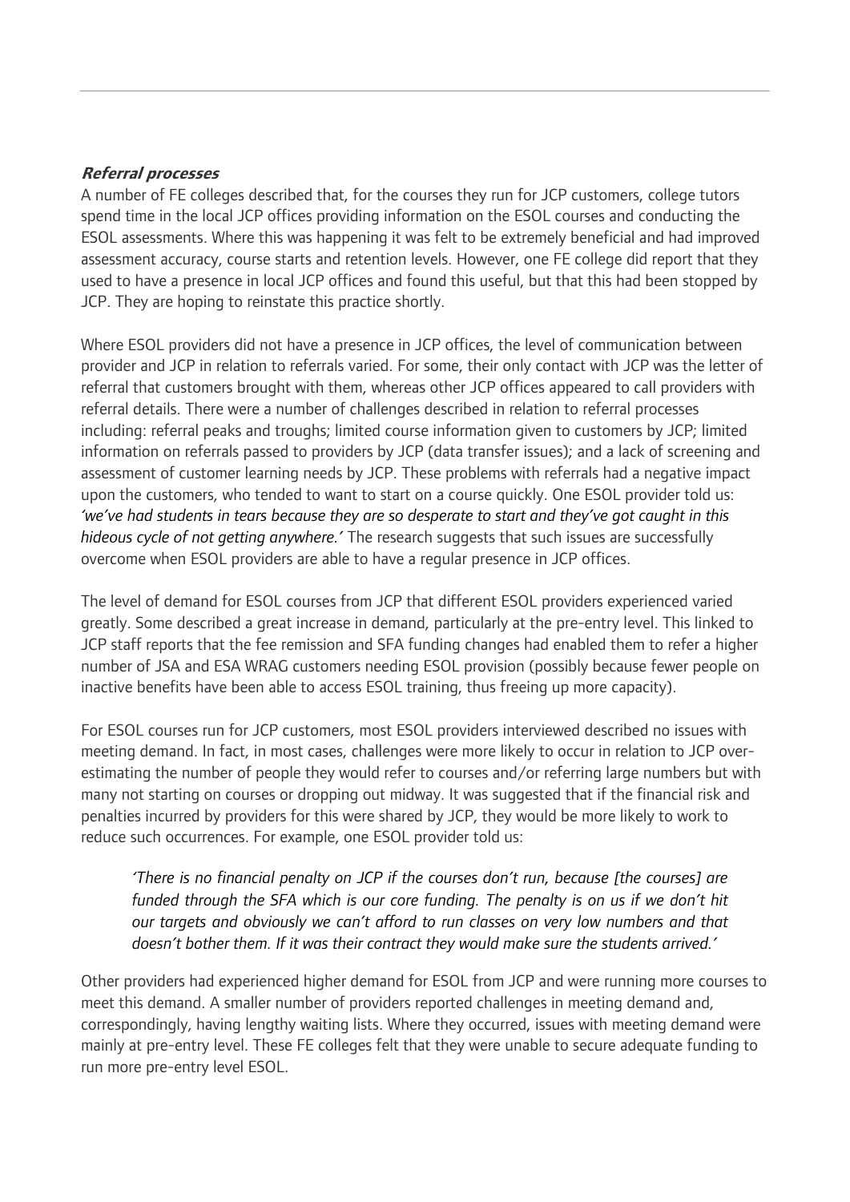***Referral processes***

A number of FE colleges described that, for the courses they run for JCP customers, college tutors spend time in the local JCP offices providing information on the ESOL courses and conducting the ESOL assessments. Where this was happening it was felt to be extremely beneficial and had improved assessment accuracy, course starts and retention levels. However, one FE college did report that they used to have a presence in local JCP offices and found this useful, but that this had been stopped by JCP. They are hoping to reinstate this practice shortly.

Where ESOL providers did not have a presence in JCP offices, the level of communication between provider and JCP in relation to referrals varied. For some, their only contact with JCP was the letter of referral that customers brought with them, whereas other JCP offices appeared to call providers with referral details. There were a number of challenges described in relation to referral processes including: referral peaks and troughs; limited course information given to customers by JCP; limited information on referrals passed to providers by JCP (data transfer issues); and a lack of screening and assessment of customer learning needs by JCP. These problems with referrals had a negative impact upon the customers, who tended to want to start on a course quickly. One ESOL provider told us: *'we've had students in tears because they are so desperate to start and they've got caught in this hideous cycle of not getting anywhere.'* The research suggests that such issues are successfully overcome when ESOL providers are able to have a regular presence in JCP offices.

The level of demand for ESOL courses from JCP that different ESOL providers experienced varied greatly. Some described a great increase in demand, particularly at the pre-entry level. This linked to JCP staff reports that the fee remission and SFA funding changes had enabled them to refer a higher number of JSA and ESA WRAG customers needing ESOL provision (possibly because fewer people on inactive benefits have been able to access ESOL training, thus freeing up more capacity).

For ESOL courses run for JCP customers, most ESOL providers interviewed described no issues with meeting demand. In fact, in most cases, challenges were more likely to occur in relation to JCP over-estimating the number of people they would refer to courses and/or referring large numbers but with many not starting on courses or dropping out midway. It was suggested that if the financial risk and penalties incurred by providers for this were shared by JCP, they would be more likely to work to reduce such occurrences. For example, one ESOL provider told us:

> *'There is no financial penalty on JCP if the courses don't run, because [the courses] are funded through the SFA which is our core funding. The penalty is on us if we don't hit our targets and obviously we can't afford to run classes on very low numbers and that doesn't bother them. If it was their contract they would make sure the students arrived.'*

Other providers had experienced higher demand for ESOL from JCP and were running more courses to meet this demand. A smaller number of providers reported challenges in meeting demand and, correspondingly, having lengthy waiting lists. Where they occurred, issues with meeting demand were mainly at pre-entry level. These FE colleges felt that they were unable to secure adequate funding to run more pre-entry level ESOL.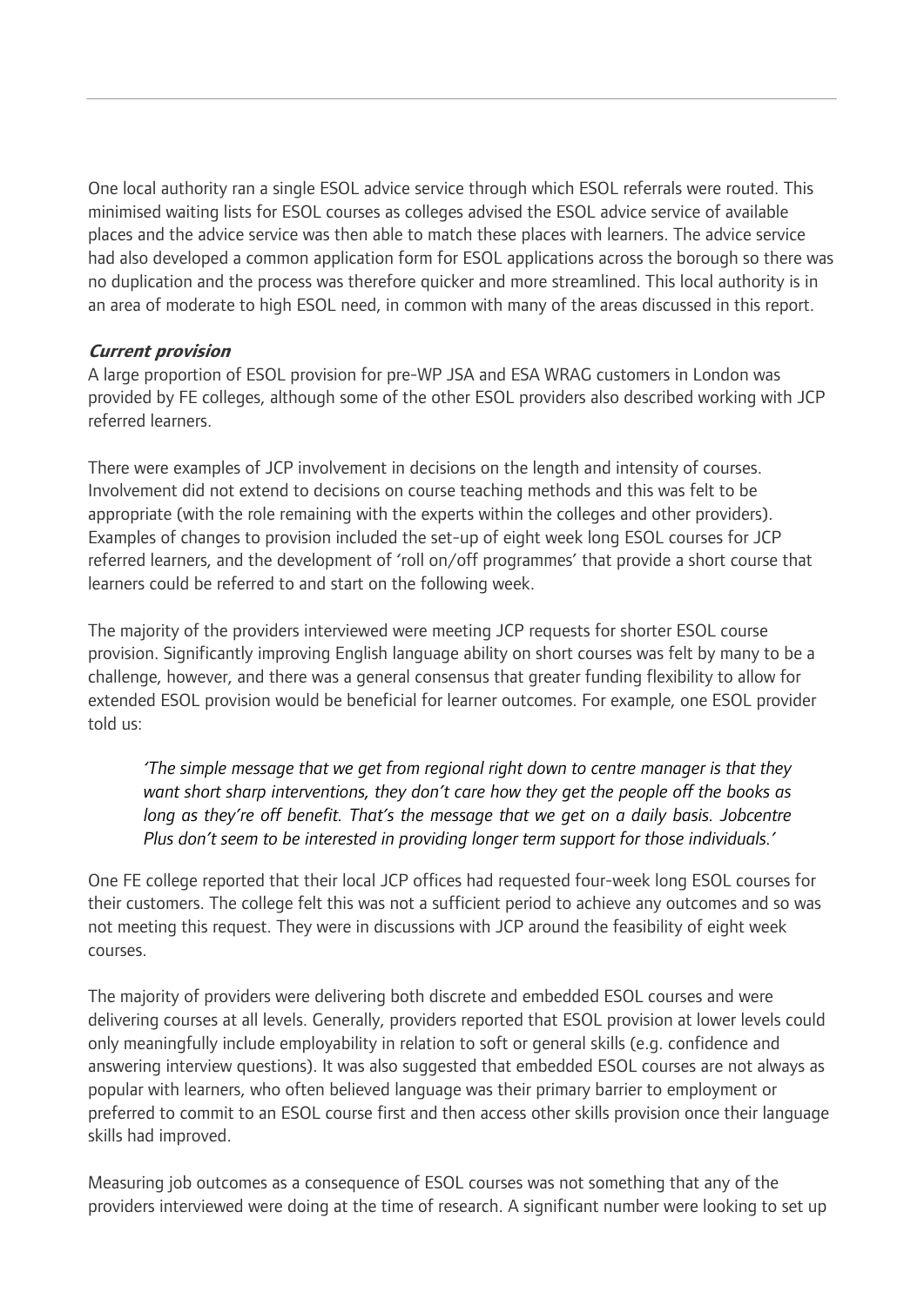One local authority ran a single ESOL advice service through which ESOL referrals were routed. This minimised waiting lists for ESOL courses as colleges advised the ESOL advice service of available places and the advice service was then able to match these places with learners. The advice service had also developed a common application form for ESOL applications across the borough so there was no duplication and the process was therefore quicker and more streamlined. This local authority is in an area of moderate to high ESOL need, in common with many of the areas discussed in this report.

### *Current provision*

A large proportion of ESOL provision for pre-WP JSA and ESA WRAG customers in London was provided by FE colleges, although some of the other ESOL providers also described working with JCP referred learners.

There were examples of JCP involvement in decisions on the length and intensity of courses. Involvement did not extend to decisions on course teaching methods and this was felt to be appropriate (with the role remaining with the experts within the colleges and other providers). Examples of changes to provision included the set-up of eight week long ESOL courses for JCP referred learners, and the development of 'roll on/off programmes' that provide a short course that learners could be referred to and start on the following week.

The majority of the providers interviewed were meeting JCP requests for shorter ESOL course provision. Significantly improving English language ability on short courses was felt by many to be a challenge, however, and there was a general consensus that greater funding flexibility to allow for extended ESOL provision would be beneficial for learner outcomes. For example, one ESOL provider told us:

> *'The simple message that we get from regional right down to centre manager is that they want short sharp interventions, they don't care how they get the people off the books as long as they're off benefit. That's the message that we get on a daily basis. Jobcentre Plus don't seem to be interested in providing longer term support for those individuals.'*

One FE college reported that their local JCP offices had requested four-week long ESOL courses for their customers. The college felt this was not a sufficient period to achieve any outcomes and so was not meeting this request. They were in discussions with JCP around the feasibility of eight week courses.

The majority of providers were delivering both discrete and embedded ESOL courses and were delivering courses at all levels. Generally, providers reported that ESOL provision at lower levels could only meaningfully include employability in relation to soft or general skills (e.g. confidence and answering interview questions). It was also suggested that embedded ESOL courses are not always as popular with learners, who often believed language was their primary barrier to employment or preferred to commit to an ESOL course first and then access other skills provision once their language skills had improved.

Measuring job outcomes as a consequence of ESOL courses was not something that any of the providers interviewed were doing at the time of research. A significant number were looking to set up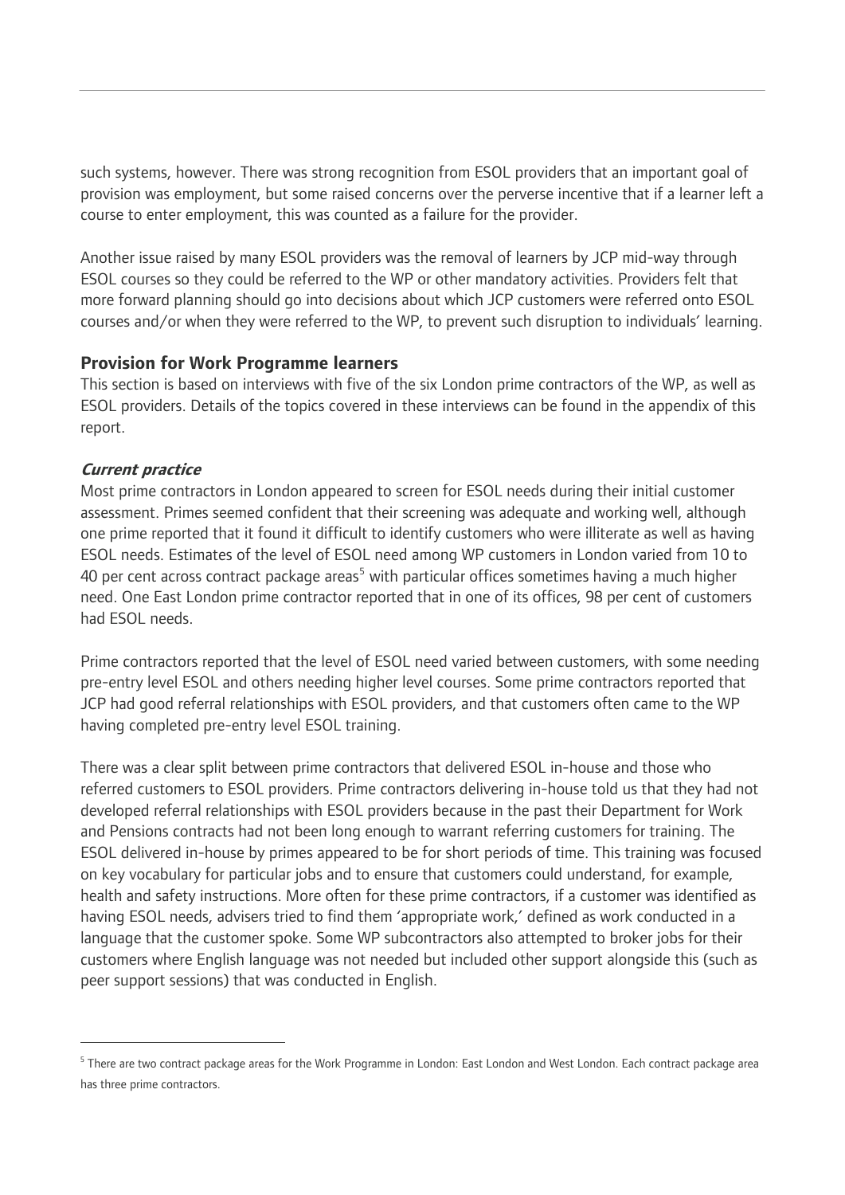such systems, however. There was strong recognition from ESOL providers that an important goal of provision was employment, but some raised concerns over the perverse incentive that if a learner left a course to enter employment, this was counted as a failure for the provider.

Another issue raised by many ESOL providers was the removal of learners by JCP mid-way through ESOL courses so they could be referred to the WP or other mandatory activities. Providers felt that more forward planning should go into decisions about which JCP customers were referred onto ESOL courses and/or when they were referred to the WP, to prevent such disruption to individuals' learning.

### Provision for Work Programme learners

This section is based on interviews with five of the six London prime contractors of the WP, as well as ESOL providers. Details of the topics covered in these interviews can be found in the appendix of this report.

#### *Current practice*

Most prime contractors in London appeared to screen for ESOL needs during their initial customer assessment. Primes seemed confident that their screening was adequate and working well, although one prime reported that it found it difficult to identify customers who were illiterate as well as having ESOL needs. Estimates of the level of ESOL need among WP customers in London varied from 10 to 40 per cent across contract package areas[5] with particular offices sometimes having a much higher need. One East London prime contractor reported that in one of its offices, 98 per cent of customers had ESOL needs.

Prime contractors reported that the level of ESOL need varied between customers, with some needing pre-entry level ESOL and others needing higher level courses. Some prime contractors reported that JCP had good referral relationships with ESOL providers, and that customers often came to the WP having completed pre-entry level ESOL training.

There was a clear split between prime contractors that delivered ESOL in-house and those who referred customers to ESOL providers. Prime contractors delivering in-house told us that they had not developed referral relationships with ESOL providers because in the past their Department for Work and Pensions contracts had not been long enough to warrant referring customers for training. The ESOL delivered in-house by primes appeared to be for short periods of time. This training was focused on key vocabulary for particular jobs and to ensure that customers could understand, for example, health and safety instructions. More often for these prime contractors, if a customer was identified as having ESOL needs, advisers tried to find them 'appropriate work,' defined as work conducted in a language that the customer spoke. Some WP subcontractors also attempted to broker jobs for their customers where English language was not needed but included other support alongside this (such as peer support sessions) that was conducted in English.

---

[5] There are two contract package areas for the Work Programme in London: East London and West London. Each contract package area has three prime contractors.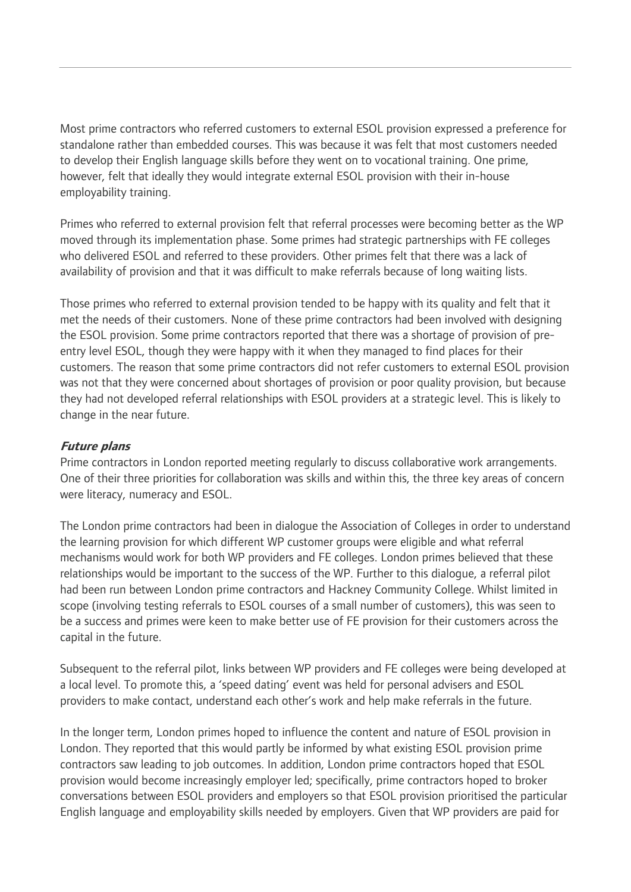Most prime contractors who referred customers to external ESOL provision expressed a preference for standalone rather than embedded courses. This was because it was felt that most customers needed to develop their English language skills before they went on to vocational training. One prime, however, felt that ideally they would integrate external ESOL provision with their in-house employability training.

Primes who referred to external provision felt that referral processes were becoming better as the WP moved through its implementation phase. Some primes had strategic partnerships with FE colleges who delivered ESOL and referred to these providers. Other primes felt that there was a lack of availability of provision and that it was difficult to make referrals because of long waiting lists.

Those primes who referred to external provision tended to be happy with its quality and felt that it met the needs of their customers. None of these prime contractors had been involved with designing the ESOL provision. Some prime contractors reported that there was a shortage of provision of pre-entry level ESOL, though they were happy with it when they managed to find places for their customers. The reason that some prime contractors did not refer customers to external ESOL provision was not that they were concerned about shortages of provision or poor quality provision, but because they had not developed referral relationships with ESOL providers at a strategic level. This is likely to change in the near future.

***Future plans***

Prime contractors in London reported meeting regularly to discuss collaborative work arrangements. One of their three priorities for collaboration was skills and within this, the three key areas of concern were literacy, numeracy and ESOL.

The London prime contractors had been in dialogue the Association of Colleges in order to understand the learning provision for which different WP customer groups were eligible and what referral mechanisms would work for both WP providers and FE colleges. London primes believed that these relationships would be important to the success of the WP. Further to this dialogue, a referral pilot had been run between London prime contractors and Hackney Community College. Whilst limited in scope (involving testing referrals to ESOL courses of a small number of customers), this was seen to be a success and primes were keen to make better use of FE provision for their customers across the capital in the future.

Subsequent to the referral pilot, links between WP providers and FE colleges were being developed at a local level. To promote this, a 'speed dating' event was held for personal advisers and ESOL providers to make contact, understand each other's work and help make referrals in the future.

In the longer term, London primes hoped to influence the content and nature of ESOL provision in London. They reported that this would partly be informed by what existing ESOL provision prime contractors saw leading to job outcomes. In addition, London prime contractors hoped that ESOL provision would become increasingly employer led; specifically, prime contractors hoped to broker conversations between ESOL providers and employers so that ESOL provision prioritised the particular English language and employability skills needed by employers. Given that WP providers are paid for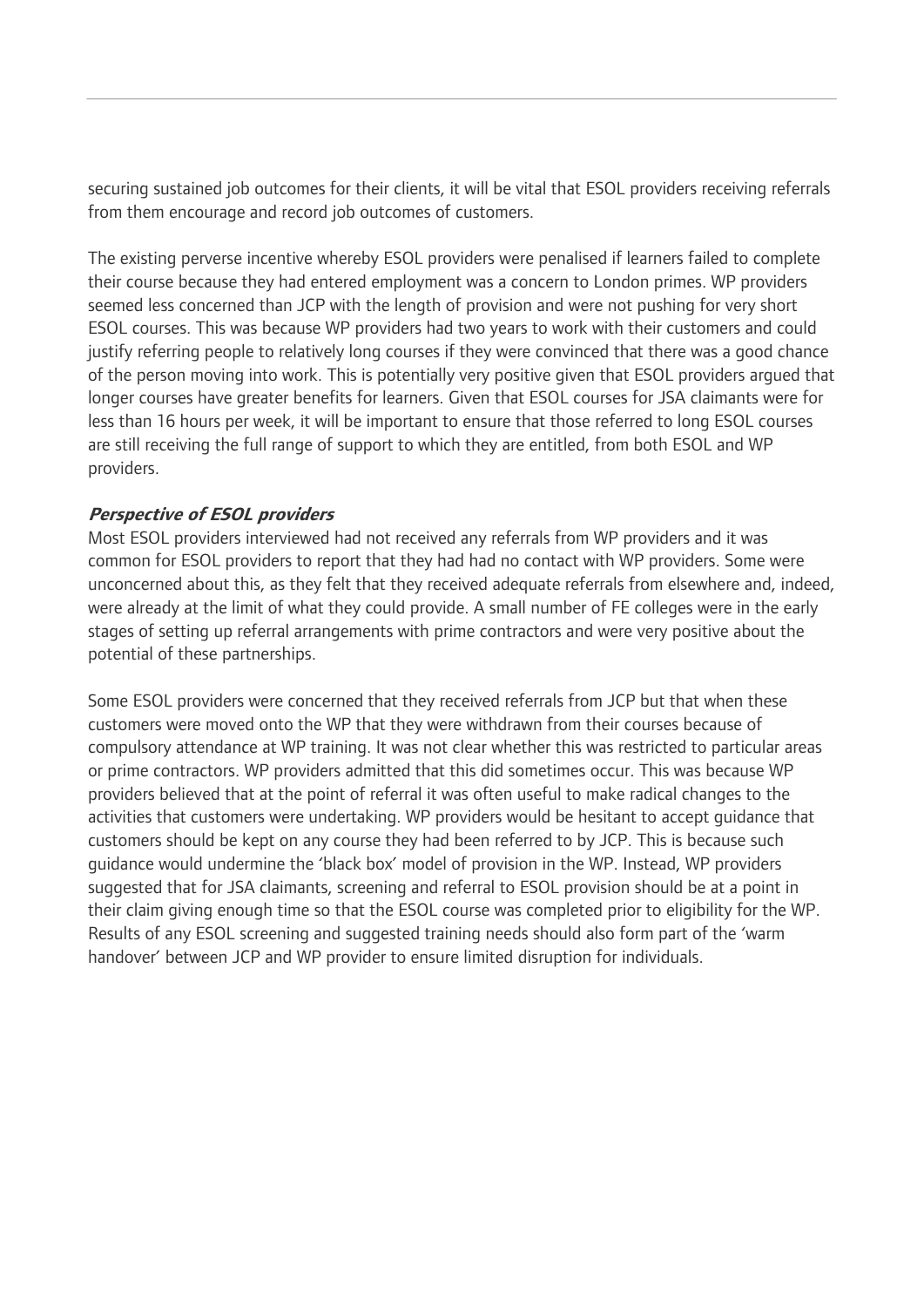securing sustained job outcomes for their clients, it will be vital that ESOL providers receiving referrals from them encourage and record job outcomes of customers.

The existing perverse incentive whereby ESOL providers were penalised if learners failed to complete their course because they had entered employment was a concern to London primes. WP providers seemed less concerned than JCP with the length of provision and were not pushing for very short ESOL courses. This was because WP providers had two years to work with their customers and could justify referring people to relatively long courses if they were convinced that there was a good chance of the person moving into work. This is potentially very positive given that ESOL providers argued that longer courses have greater benefits for learners. Given that ESOL courses for JSA claimants were for less than 16 hours per week, it will be important to ensure that those referred to long ESOL courses are still receiving the full range of support to which they are entitled, from both ESOL and WP providers.

***Perspective of ESOL providers***

Most ESOL providers interviewed had not received any referrals from WP providers and it was common for ESOL providers to report that they had had no contact with WP providers. Some were unconcerned about this, as they felt that they received adequate referrals from elsewhere and, indeed, were already at the limit of what they could provide. A small number of FE colleges were in the early stages of setting up referral arrangements with prime contractors and were very positive about the potential of these partnerships.

Some ESOL providers were concerned that they received referrals from JCP but that when these customers were moved onto the WP that they were withdrawn from their courses because of compulsory attendance at WP training. It was not clear whether this was restricted to particular areas or prime contractors. WP providers admitted that this did sometimes occur. This was because WP providers believed that at the point of referral it was often useful to make radical changes to the activities that customers were undertaking. WP providers would be hesitant to accept guidance that customers should be kept on any course they had been referred to by JCP. This is because such guidance would undermine the 'black box' model of provision in the WP. Instead, WP providers suggested that for JSA claimants, screening and referral to ESOL provision should be at a point in their claim giving enough time so that the ESOL course was completed prior to eligibility for the WP. Results of any ESOL screening and suggested training needs should also form part of the 'warm handover' between JCP and WP provider to ensure limited disruption for individuals.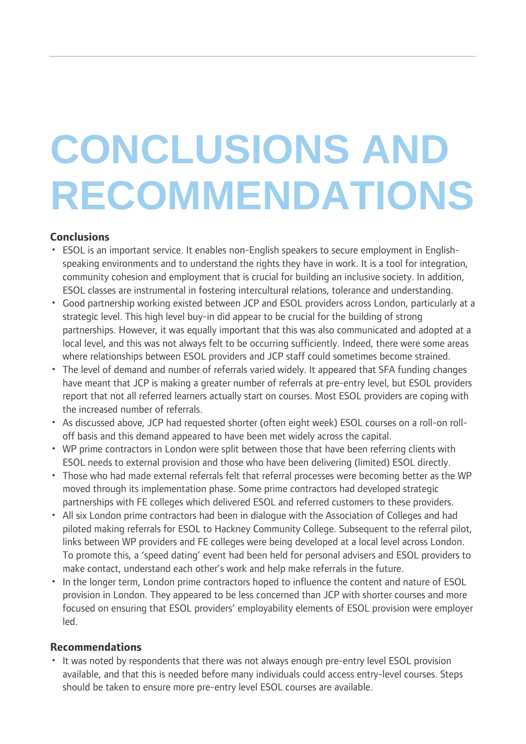# CONCLUSIONS AND RECOMMENDATIONS

## Conclusions

- ESOL is an important service. It enables non-English speakers to secure employment in English-speaking environments and to understand the rights they have in work. It is a tool for integration, community cohesion and employment that is crucial for building an inclusive society. In addition, ESOL classes are instrumental in fostering intercultural relations, tolerance and understanding.
- Good partnership working existed between JCP and ESOL providers across London, particularly at a strategic level. This high level buy-in did appear to be crucial for the building of strong partnerships. However, it was equally important that this was also communicated and adopted at a local level, and this was not always felt to be occurring sufficiently. Indeed, there were some areas where relationships between ESOL providers and JCP staff could sometimes become strained.
- The level of demand and number of referrals varied widely. It appeared that SFA funding changes have meant that JCP is making a greater number of referrals at pre-entry level, but ESOL providers report that not all referred learners actually start on courses. Most ESOL providers are coping with the increased number of referrals.
- As discussed above, JCP had requested shorter (often eight week) ESOL courses on a roll-on roll-off basis and this demand appeared to have been met widely across the capital.
- WP prime contractors in London were split between those that have been referring clients with ESOL needs to external provision and those who have been delivering (limited) ESOL directly.
- Those who had made external referrals felt that referral processes were becoming better as the WP moved through its implementation phase. Some prime contractors had developed strategic partnerships with FE colleges which delivered ESOL and referred customers to these providers.
- All six London prime contractors had been in dialogue with the Association of Colleges and had piloted making referrals for ESOL to Hackney Community College. Subsequent to the referral pilot, links between WP providers and FE colleges were being developed at a local level across London. To promote this, a 'speed dating' event had been held for personal advisers and ESOL providers to make contact, understand each other's work and help make referrals in the future.
- In the longer term, London prime contractors hoped to influence the content and nature of ESOL provision in London. They appeared to be less concerned than JCP with shorter courses and more focused on ensuring that ESOL providers' employability elements of ESOL provision were employer led.

## Recommendations

- It was noted by respondents that there was not always enough pre-entry level ESOL provision available, and that this is needed before many individuals could access entry-level courses. Steps should be taken to ensure more pre-entry level ESOL courses are available.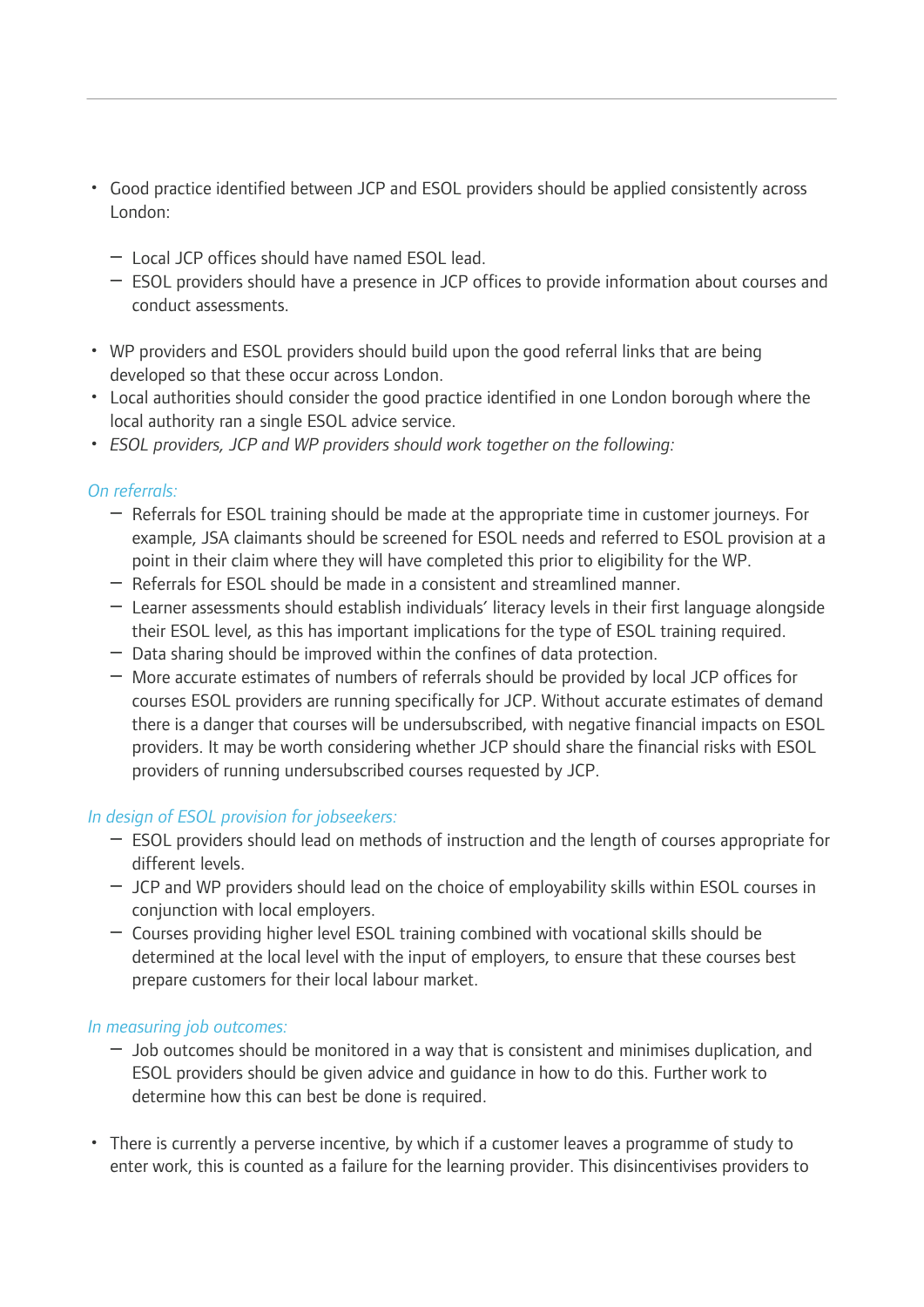- Good practice identified between JCP and ESOL providers should be applied consistently across London:
    - Local JCP offices should have named ESOL lead.
    - ESOL providers should have a presence in JCP offices to provide information about courses and conduct assessments.
- WP providers and ESOL providers should build upon the good referral links that are being developed so that these occur across London.
- Local authorities should consider the good practice identified in one London borough where the local authority ran a single ESOL advice service.
- *ESOL providers, JCP and WP providers should work together on the following:*

*On referrals:*

- Referrals for ESOL training should be made at the appropriate time in customer journeys. For example, JSA claimants should be screened for ESOL needs and referred to ESOL provision at a point in their claim where they will have completed this prior to eligibility for the WP.
- Referrals for ESOL should be made in a consistent and streamlined manner.
- Learner assessments should establish individuals' literacy levels in their first language alongside their ESOL level, as this has important implications for the type of ESOL training required.
- Data sharing should be improved within the confines of data protection.
- More accurate estimates of numbers of referrals should be provided by local JCP offices for courses ESOL providers are running specifically for JCP. Without accurate estimates of demand there is a danger that courses will be undersubscribed, with negative financial impacts on ESOL providers. It may be worth considering whether JCP should share the financial risks with ESOL providers of running undersubscribed courses requested by JCP.

*In design of ESOL provision for jobseekers:*

- ESOL providers should lead on methods of instruction and the length of courses appropriate for different levels.
- JCP and WP providers should lead on the choice of employability skills within ESOL courses in conjunction with local employers.
- Courses providing higher level ESOL training combined with vocational skills should be determined at the local level with the input of employers, to ensure that these courses best prepare customers for their local labour market.

*In measuring job outcomes:*

- Job outcomes should be monitored in a way that is consistent and minimises duplication, and ESOL providers should be given advice and guidance in how to do this. Further work to determine how this can best be done is required.

- There is currently a perverse incentive, by which if a customer leaves a programme of study to enter work, this is counted as a failure for the learning provider. This disincentivises providers to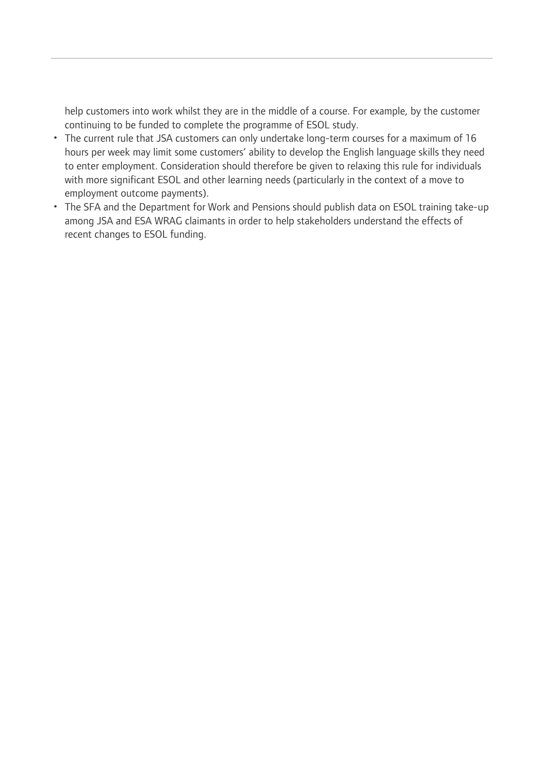help customers into work whilst they are in the middle of a course. For example, by the customer continuing to be funded to complete the programme of ESOL study.

- The current rule that JSA customers can only undertake long-term courses for a maximum of 16 hours per week may limit some customers' ability to develop the English language skills they need to enter employment. Consideration should therefore be given to relaxing this rule for individuals with more significant ESOL and other learning needs (particularly in the context of a move to employment outcome payments).
- The SFA and the Department for Work and Pensions should publish data on ESOL training take-up among JSA and ESA WRAG claimants in order to help stakeholders understand the effects of recent changes to ESOL funding.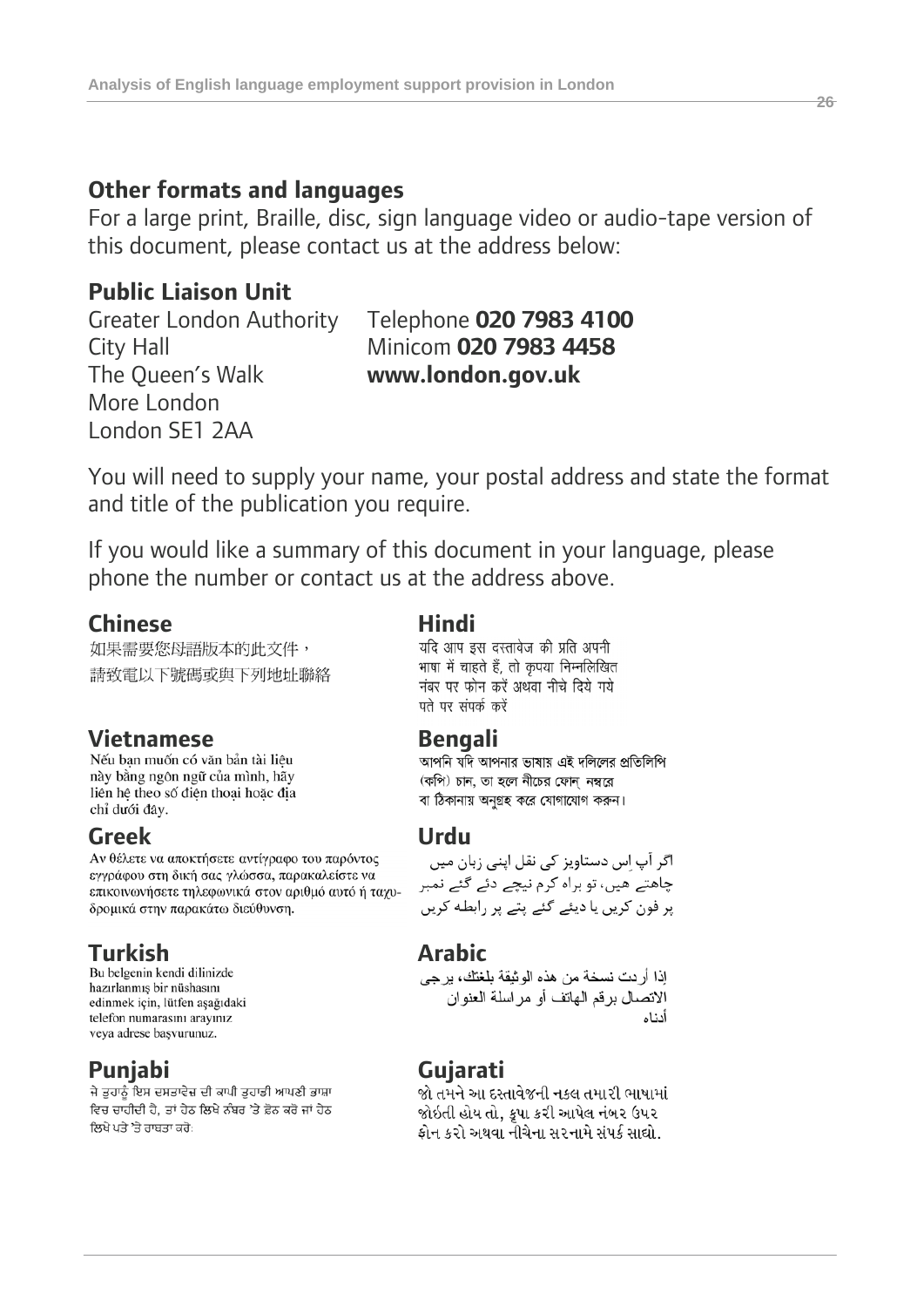## Other formats and languages

For a large print, Braille, disc, sign language video or audio-tape version of this document, please contact us at the address below:

**Public Liaison Unit**

Greater London Authority
City Hall
The Queen's Walk
More London
London SE1 2AA

Telephone **020 7983 4100**
Minicom **020 7983 4458**
**www.london.gov.uk**

You will need to supply your name, your postal address and state the format and title of the publication you require.

If you would like a summary of this document in your language, please phone the number or contact us at the address above.

### Chinese

如果需要您母語版本的此文件，
請致電以下號碼或與下列地址聯絡

### Vietnamese

Nếu bạn muốn có văn bản tài liệu này bằng ngôn ngữ của mình, hãy liên hệ theo số điện thoại hoặc địa chỉ dưới đây.

### Greek

Αν θέλετε να αποκτήσετε αντίγραφο του παρόντος εγγράφου στη δική σας γλώσσα, παρακαλείστε να επικοινωνήσετε τηλεφωνικά στον αριθμό αυτό ή ταχυδρομικά στην παρακάτω διεύθυνση.

### Turkish

Bu belgenin kendi dilinizde hazırlanmış bir nüshasını edinmek için, lütfen aşağıdaki telefon numarasını arayınız veya adrese başvurunuz.

### Punjabi

ਜੇ ਤੁਹਾਨੂੰ ਇਸ ਦਸਤਾਵੇਜ਼ ਦੀ ਕਾਪੀ ਤੁਹਾਡੀ ਆਪਣੀ ਭਾਸ਼ਾ ਵਿਚ ਚਾਹੀਦੀ ਹੈ, ਤਾਂ ਹੇਠ ਲਿਖੇ ਨੰਬਰ 'ਤੇ ਫ਼ੋਨ ਕਰੋ ਜਾਂ ਹੇਠ ਲਿਖੇ ਪਤੇ 'ਤੇ ਰਾਬਤਾ ਕਰੋ:

### Hindi

यदि आप इस दस्तावेज की प्रति अपनी भाषा में चाहते हैं, तो कृपया निम्नलिखित नंबर पर फोन करें अथवा नीचे दिये गये पते पर संपर्क करें

### Bengali

আপনি যদি আপনার ভাষায় এই দলিলের প্রতিলিপি (কপি) চান, তা হলে নীচের ফোন্ নম্বরে বা ঠিকানায় অনুগ্রহ করে যোগাযোগ করুন।

### Urdu

اگر آپ اِس دستاویز کی نقل اپنی زبان میں چاہتے ہیں، تو براہ کرم نیچے دئے گئے نمبر پر فون کریں یا دیئے گئے پتے پر رابطہ کریں

### Arabic

إذا أردت نسخة من هذه الوثيقة بلغتك، يرجى الاتصال برقم الهاتف أو مراسلة العنوان أدناه

### Gujarati

જો તમને આ દસ્તાવેજની નકલ તમારી ભાષામાં જોઇતી હોય તો, કૃપા કરી આપેલ નંબર ઉપર ફોન કરો અથવા નીચેના સરનામે સંપર્ક સાઘો.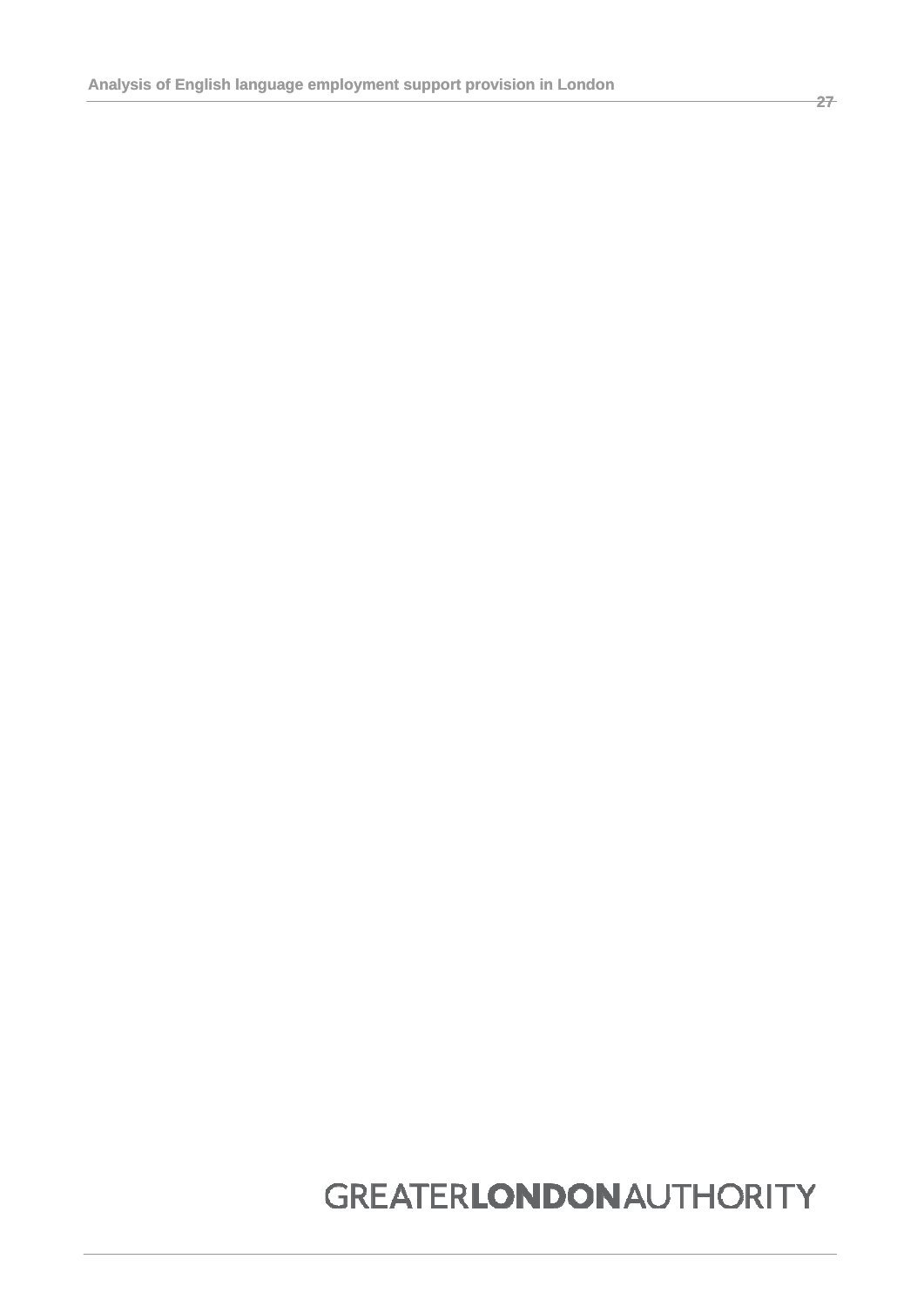GREATER**LONDON**AUTHORITY